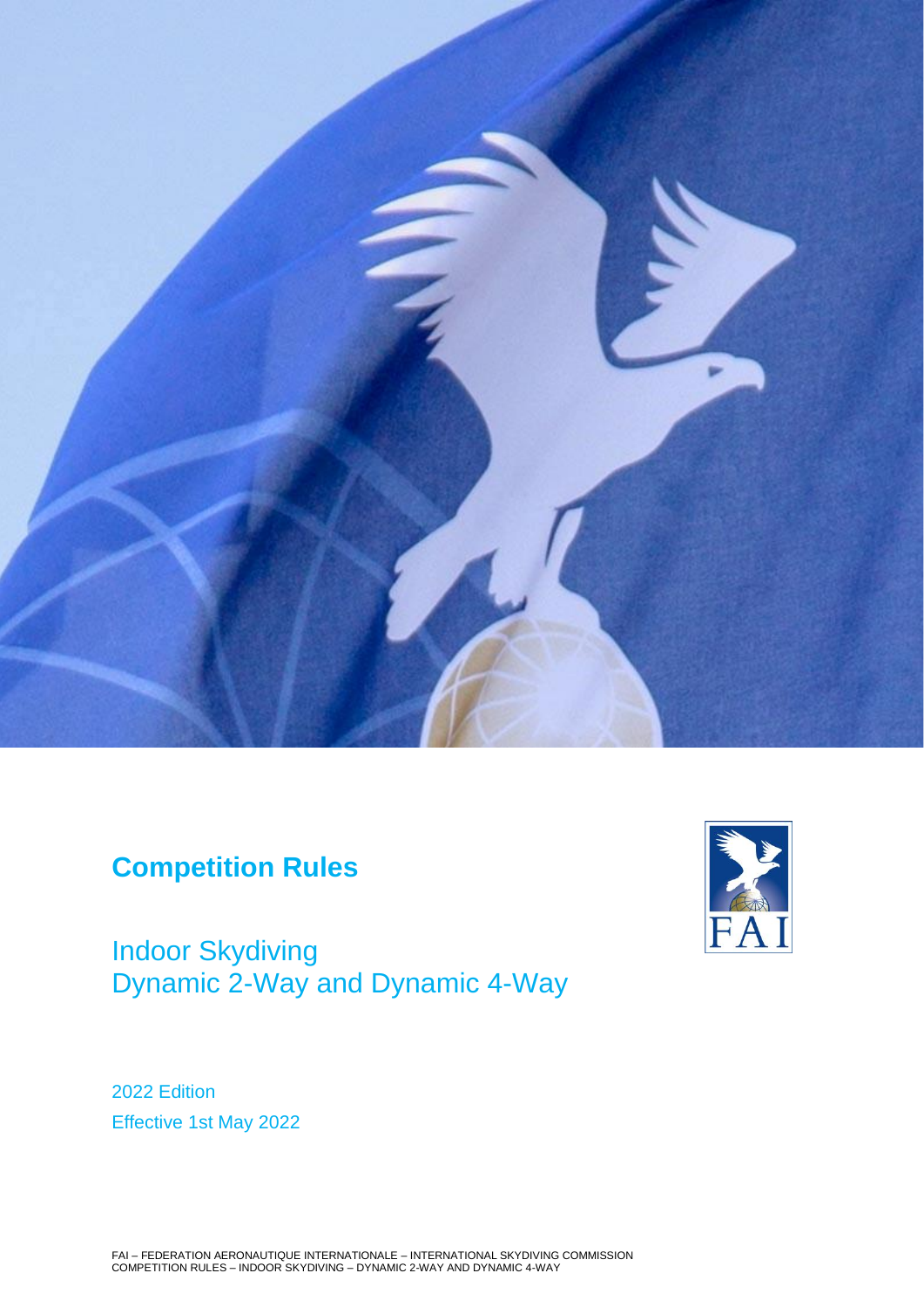# Competition Rules

## Indoor Skydiving
## Dynamic 2-Way and Dynamic 4-Way

2022 Edition

Effective 1st May 2022

FAI – FEDERATION AERONAUTIQUE INTERNATIONALE – INTERNATIONAL SKYDIVING COMMISSION
COMPETITION RULES – INDOOR SKYDIVING – DYNAMIC 2-WAY AND DYNAMIC 4-WAY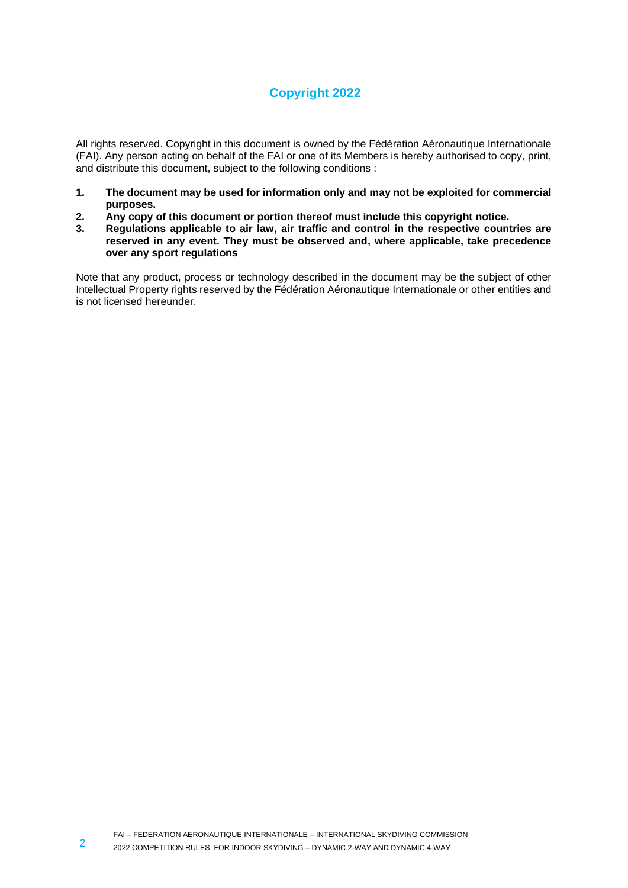## Copyright 2022

All rights reserved. Copyright in this document is owned by the Fédération Aéronautique Internationale (FAI). Any person acting on behalf of the FAI or one of its Members is hereby authorised to copy, print, and distribute this document, subject to the following conditions :

1. **The document may be used for information only and may not be exploited for commercial purposes.**
2. **Any copy of this document or portion thereof must include this copyright notice.**
3. **Regulations applicable to air law, air traffic and control in the respective countries are reserved in any event. They must be observed and, where applicable, take precedence over any sport regulations**

Note that any product, process or technology described in the document may be the subject of other Intellectual Property rights reserved by the Fédération Aéronautique Internationale or other entities and is not licensed hereunder.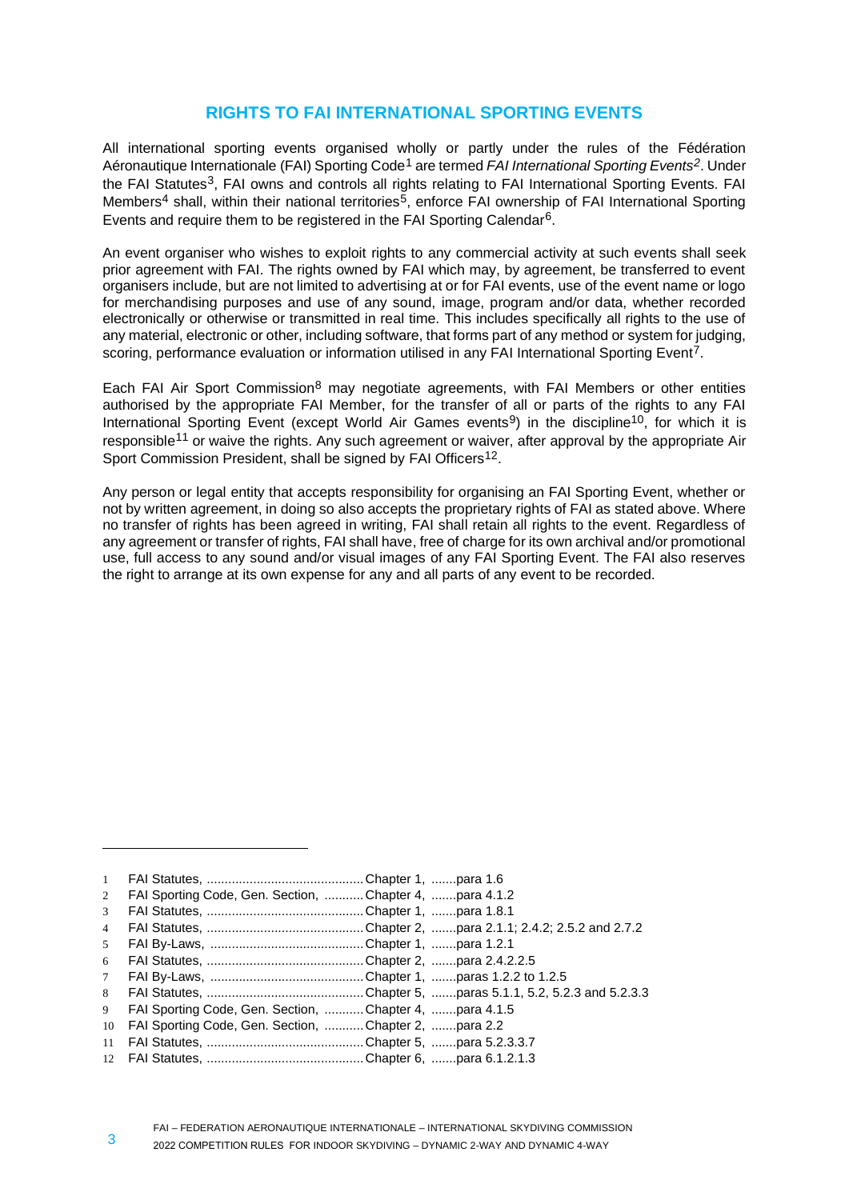## RIGHTS TO FAI INTERNATIONAL SPORTING EVENTS

All international sporting events organised wholly or partly under the rules of the Fédération Aéronautique Internationale (FAI) Sporting Code[1] are termed *FAI International Sporting Events*[2]. Under the FAI Statutes[3], FAI owns and controls all rights relating to FAI International Sporting Events. FAI Members[4] shall, within their national territories[5], enforce FAI ownership of FAI International Sporting Events and require them to be registered in the FAI Sporting Calendar[6].

An event organiser who wishes to exploit rights to any commercial activity at such events shall seek prior agreement with FAI. The rights owned by FAI which may, by agreement, be transferred to event organisers include, but are not limited to advertising at or for FAI events, use of the event name or logo for merchandising purposes and use of any sound, image, program and/or data, whether recorded electronically or otherwise or transmitted in real time. This includes specifically all rights to the use of any material, electronic or other, including software, that forms part of any method or system for judging, scoring, performance evaluation or information utilised in any FAI International Sporting Event[7].

Each FAI Air Sport Commission[8] may negotiate agreements, with FAI Members or other entities authorised by the appropriate FAI Member, for the transfer of all or parts of the rights to any FAI International Sporting Event (except World Air Games events[9]) in the discipline[10], for which it is responsible[11] or waive the rights. Any such agreement or waiver, after approval by the appropriate Air Sport Commission President, shall be signed by FAI Officers[12].

Any person or legal entity that accepts responsibility for organising an FAI Sporting Event, whether or not by written agreement, in doing so also accepts the proprietary rights of FAI as stated above. Where no transfer of rights has been agreed in writing, FAI shall retain all rights to the event. Regardless of any agreement or transfer of rights, FAI shall have, free of charge for its own archival and/or promotional use, full access to any sound and/or visual images of any FAI Sporting Event. The FAI also reserves the right to arrange at its own expense for any and all parts of any event to be recorded.

---

1 FAI Statutes, ............................................ Chapter 1, .......para 1.6
2 FAI Sporting Code, Gen. Section, ........... Chapter 4, .......para 4.1.2
3 FAI Statutes, ............................................ Chapter 1, .......para 1.8.1
4 FAI Statutes, ............................................ Chapter 2, .......para 2.1.1; 2.4.2; 2.5.2 and 2.7.2
5 FAI By-Laws, ........................................... Chapter 1, .......para 1.2.1
6 FAI Statutes, ............................................ Chapter 2, .......para 2.4.2.2.5
7 FAI By-Laws, ........................................... Chapter 1, .......paras 1.2.2 to 1.2.5
8 FAI Statutes, ............................................ Chapter 5, .......paras 5.1.1, 5.2, 5.2.3 and 5.2.3.3
9 FAI Sporting Code, Gen. Section, ........... Chapter 4, .......para 4.1.5
10 FAI Sporting Code, Gen. Section, ........... Chapter 2, .......para 2.2
11 FAI Statutes, ............................................ Chapter 5, .......para 5.2.3.3.7
12 FAI Statutes, ............................................ Chapter 6, .......para 6.1.2.1.3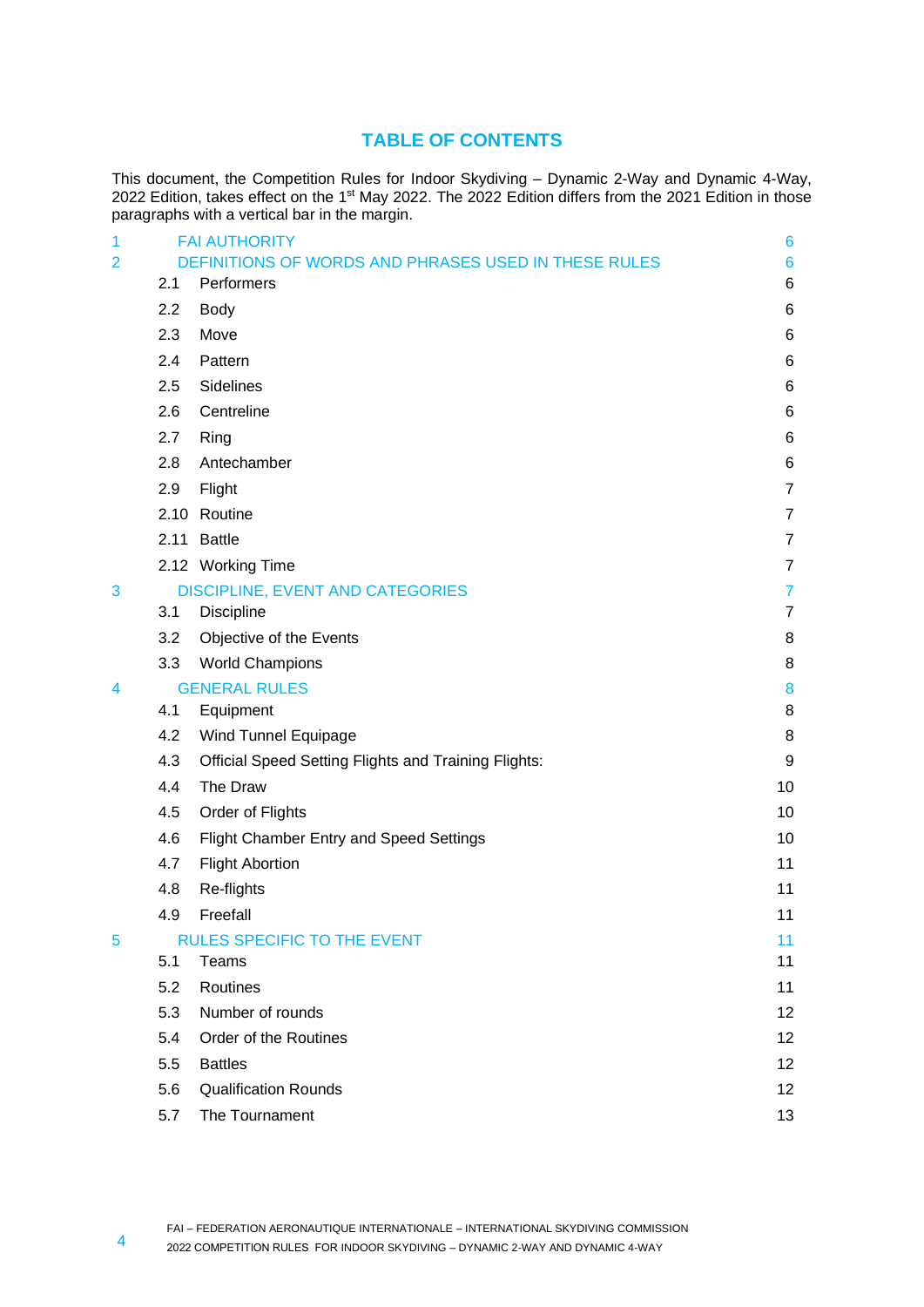# TABLE OF CONTENTS

This document, the Competition Rules for Indoor Skydiving – Dynamic 2-Way and Dynamic 4-Way, 2022 Edition, takes effect on the 1st May 2022. The 2022 Edition differs from the 2021 Edition in those paragraphs with a vertical bar in the margin.

| | | |
|---|---|---|
| 1 | FAI AUTHORITY | 6 |
| 2 | DEFINITIONS OF WORDS AND PHRASES USED IN THESE RULES | 6 |
| 2.1 | Performers | 6 |
| 2.2 | Body | 6 |
| 2.3 | Move | 6 |
| 2.4 | Pattern | 6 |
| 2.5 | Sidelines | 6 |
| 2.6 | Centreline | 6 |
| 2.7 | Ring | 6 |
| 2.8 | Antechamber | 6 |
| 2.9 | Flight | 7 |
| 2.10 | Routine | 7 |
| 2.11 | Battle | 7 |
| 2.12 | Working Time | 7 |
| 3 | DISCIPLINE, EVENT AND CATEGORIES | 7 |
| 3.1 | Discipline | 7 |
| 3.2 | Objective of the Events | 8 |
| 3.3 | World Champions | 8 |
| 4 | GENERAL RULES | 8 |
| 4.1 | Equipment | 8 |
| 4.2 | Wind Tunnel Equipage | 8 |
| 4.3 | Official Speed Setting Flights and Training Flights: | 9 |
| 4.4 | The Draw | 10 |
| 4.5 | Order of Flights | 10 |
| 4.6 | Flight Chamber Entry and Speed Settings | 10 |
| 4.7 | Flight Abortion | 11 |
| 4.8 | Re-flights | 11 |
| 4.9 | Freefall | 11 |
| 5 | RULES SPECIFIC TO THE EVENT | 11 |
| 5.1 | Teams | 11 |
| 5.2 | Routines | 11 |
| 5.3 | Number of rounds | 12 |
| 5.4 | Order of the Routines | 12 |
| 5.5 | Battles | 12 |
| 5.6 | Qualification Rounds | 12 |
| 5.7 | The Tournament | 13 |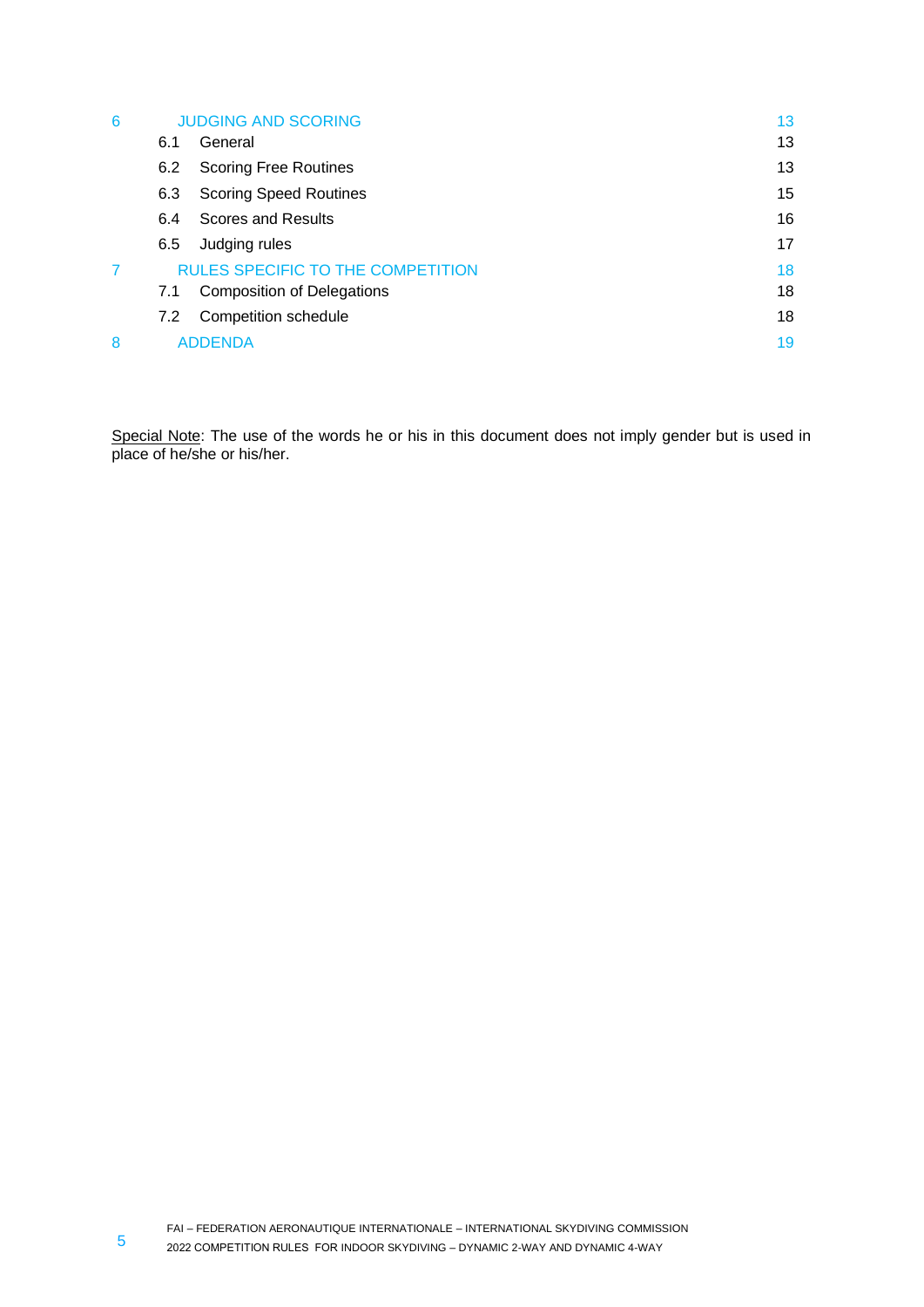| | | |
|---|---|---|
| 6 | JUDGING AND SCORING | 13 |
| 6.1 | General | 13 |
| 6.2 | Scoring Free Routines | 13 |
| 6.3 | Scoring Speed Routines | 15 |
| 6.4 | Scores and Results | 16 |
| 6.5 | Judging rules | 17 |
| 7 | RULES SPECIFIC TO THE COMPETITION | 18 |
| 7.1 | Composition of Delegations | 18 |
| 7.2 | Competition schedule | 18 |
| 8 | ADDENDA | 19 |

<u>Special Note</u>: The use of the words he or his in this document does not imply gender but is used in place of he/she or his/her.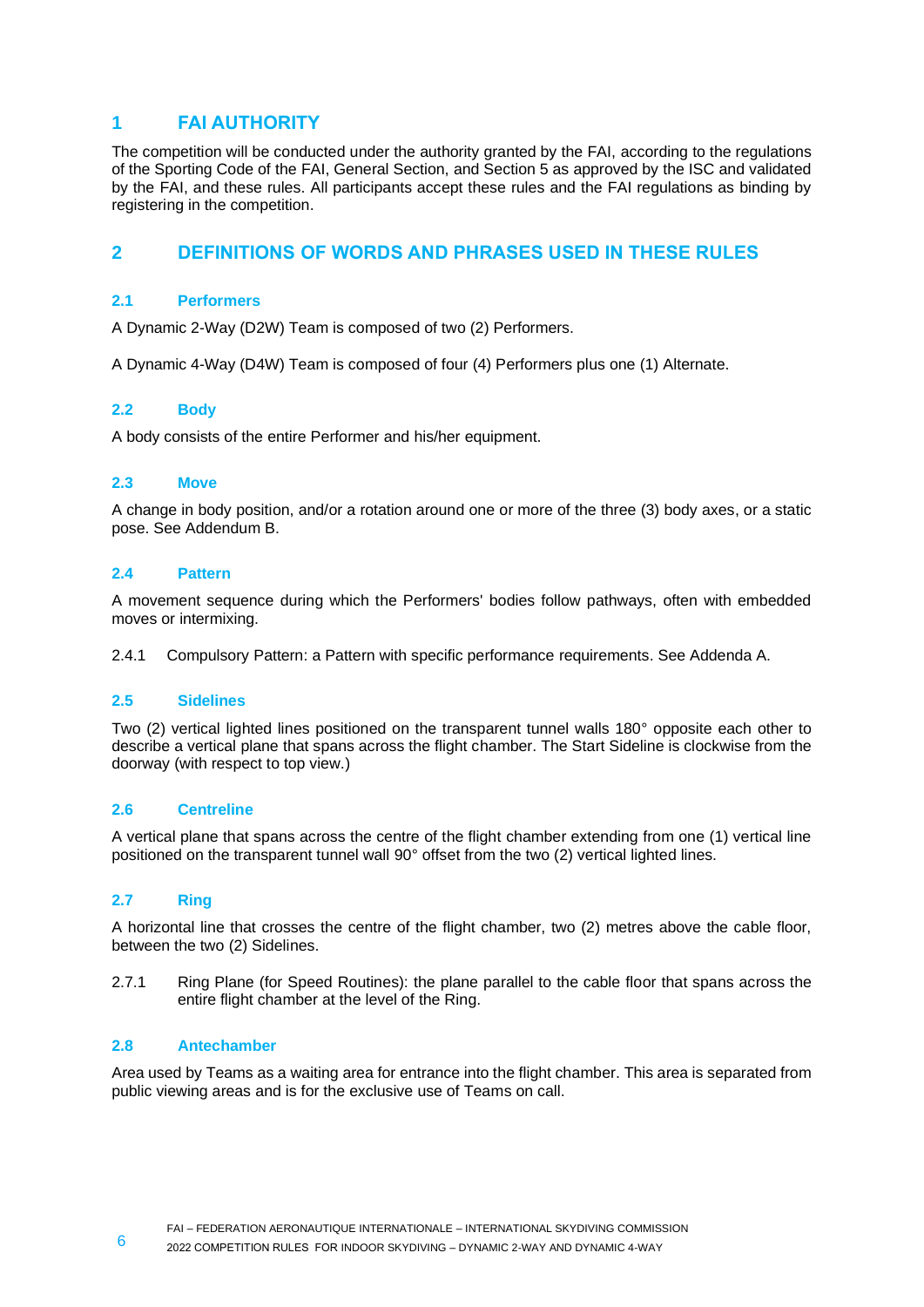# 1 FAI AUTHORITY

The competition will be conducted under the authority granted by the FAI, according to the regulations of the Sporting Code of the FAI, General Section, and Section 5 as approved by the ISC and validated by the FAI, and these rules. All participants accept these rules and the FAI regulations as binding by registering in the competition.

# 2 DEFINITIONS OF WORDS AND PHRASES USED IN THESE RULES

## 2.1 Performers

A Dynamic 2-Way (D2W) Team is composed of two (2) Performers.

A Dynamic 4-Way (D4W) Team is composed of four (4) Performers plus one (1) Alternate.

## 2.2 Body

A body consists of the entire Performer and his/her equipment.

## 2.3 Move

A change in body position, and/or a rotation around one or more of the three (3) body axes, or a static pose. See Addendum B.

## 2.4 Pattern

A movement sequence during which the Performers' bodies follow pathways, often with embedded moves or intermixing.

2.4.1 Compulsory Pattern: a Pattern with specific performance requirements. See Addenda A.

## 2.5 Sidelines

Two (2) vertical lighted lines positioned on the transparent tunnel walls 180° opposite each other to describe a vertical plane that spans across the flight chamber. The Start Sideline is clockwise from the doorway (with respect to top view.)

## 2.6 Centreline

A vertical plane that spans across the centre of the flight chamber extending from one (1) vertical line positioned on the transparent tunnel wall 90° offset from the two (2) vertical lighted lines.

## 2.7 Ring

A horizontal line that crosses the centre of the flight chamber, two (2) metres above the cable floor, between the two (2) Sidelines.

2.7.1 Ring Plane (for Speed Routines): the plane parallel to the cable floor that spans across the entire flight chamber at the level of the Ring.

## 2.8 Antechamber

Area used by Teams as a waiting area for entrance into the flight chamber. This area is separated from public viewing areas and is for the exclusive use of Teams on call.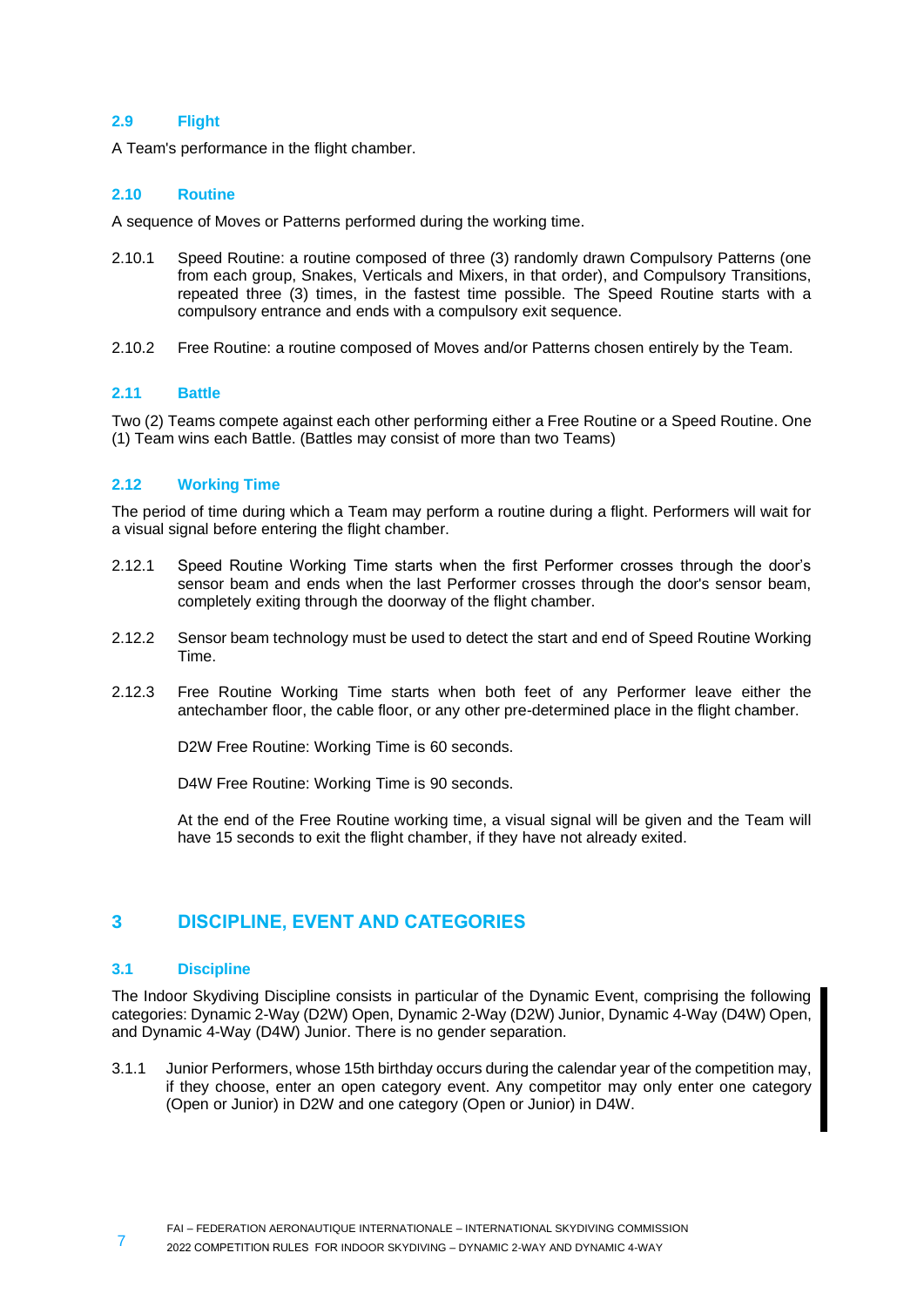### 2.9 Flight

A Team's performance in the flight chamber.

### 2.10 Routine

A sequence of Moves or Patterns performed during the working time.

2.10.1 Speed Routine: a routine composed of three (3) randomly drawn Compulsory Patterns (one from each group, Snakes, Verticals and Mixers, in that order), and Compulsory Transitions, repeated three (3) times, in the fastest time possible. The Speed Routine starts with a compulsory entrance and ends with a compulsory exit sequence.

2.10.2 Free Routine: a routine composed of Moves and/or Patterns chosen entirely by the Team.

### 2.11 Battle

Two (2) Teams compete against each other performing either a Free Routine or a Speed Routine. One (1) Team wins each Battle. (Battles may consist of more than two Teams)

### 2.12 Working Time

The period of time during which a Team may perform a routine during a flight. Performers will wait for a visual signal before entering the flight chamber.

2.12.1 Speed Routine Working Time starts when the first Performer crosses through the door's sensor beam and ends when the last Performer crosses through the door's sensor beam, completely exiting through the doorway of the flight chamber.

2.12.2 Sensor beam technology must be used to detect the start and end of Speed Routine Working Time.

2.12.3 Free Routine Working Time starts when both feet of any Performer leave either the antechamber floor, the cable floor, or any other pre-determined place in the flight chamber.

D2W Free Routine: Working Time is 60 seconds.

D4W Free Routine: Working Time is 90 seconds.

At the end of the Free Routine working time, a visual signal will be given and the Team will have 15 seconds to exit the flight chamber, if they have not already exited.

## 3 DISCIPLINE, EVENT AND CATEGORIES

### 3.1 Discipline

The Indoor Skydiving Discipline consists in particular of the Dynamic Event, comprising the following categories: Dynamic 2-Way (D2W) Open, Dynamic 2-Way (D2W) Junior, Dynamic 4-Way (D4W) Open, and Dynamic 4-Way (D4W) Junior. There is no gender separation.

3.1.1 Junior Performers, whose 15th birthday occurs during the calendar year of the competition may, if they choose, enter an open category event. Any competitor may only enter one category (Open or Junior) in D2W and one category (Open or Junior) in D4W.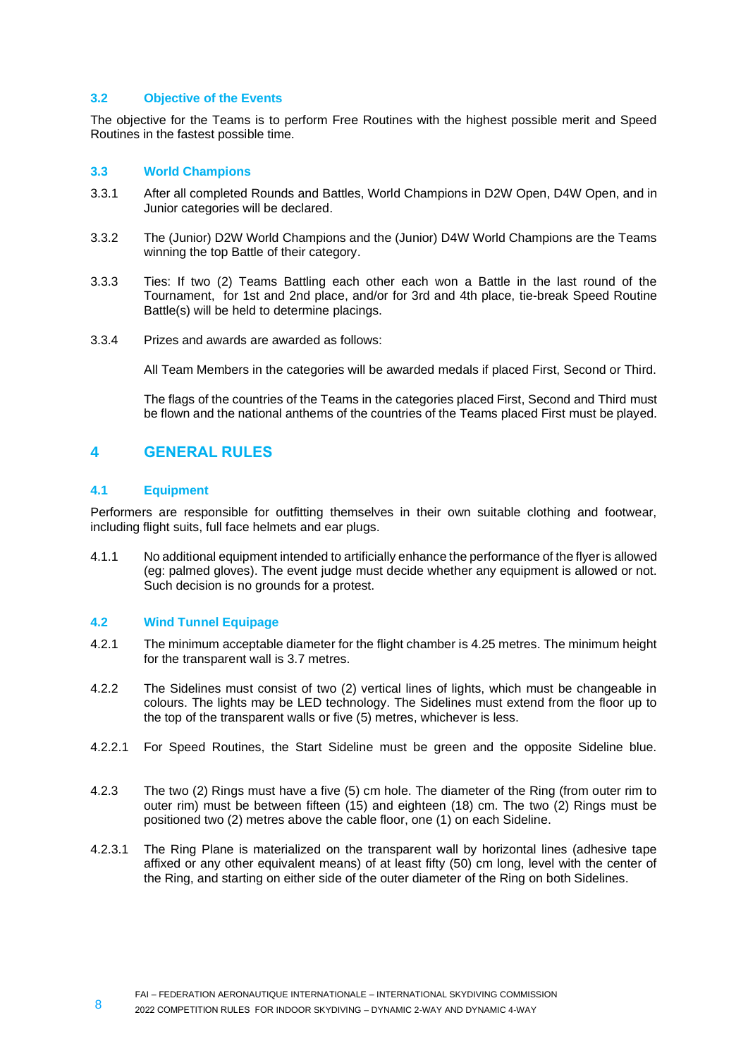### 3.2 Objective of the Events

The objective for the Teams is to perform Free Routines with the highest possible merit and Speed Routines in the fastest possible time.

### 3.3 World Champions

3.3.1 After all completed Rounds and Battles, World Champions in D2W Open, D4W Open, and in Junior categories will be declared.

3.3.2 The (Junior) D2W World Champions and the (Junior) D4W World Champions are the Teams winning the top Battle of their category.

3.3.3 Ties: If two (2) Teams Battling each other each won a Battle in the last round of the Tournament, for 1st and 2nd place, and/or for 3rd and 4th place, tie-break Speed Routine Battle(s) will be held to determine placings.

3.3.4 Prizes and awards are awarded as follows:

All Team Members in the categories will be awarded medals if placed First, Second or Third.

The flags of the countries of the Teams in the categories placed First, Second and Third must be flown and the national anthems of the countries of the Teams placed First must be played.

## 4 GENERAL RULES

### 4.1 Equipment

Performers are responsible for outfitting themselves in their own suitable clothing and footwear, including flight suits, full face helmets and ear plugs.

4.1.1 No additional equipment intended to artificially enhance the performance of the flyer is allowed (eg: palmed gloves). The event judge must decide whether any equipment is allowed or not. Such decision is no grounds for a protest.

### 4.2 Wind Tunnel Equipage

4.2.1 The minimum acceptable diameter for the flight chamber is 4.25 metres. The minimum height for the transparent wall is 3.7 metres.

4.2.2 The Sidelines must consist of two (2) vertical lines of lights, which must be changeable in colours. The lights may be LED technology. The Sidelines must extend from the floor up to the top of the transparent walls or five (5) metres, whichever is less.

4.2.2.1 For Speed Routines, the Start Sideline must be green and the opposite Sideline blue.

4.2.3 The two (2) Rings must have a five (5) cm hole. The diameter of the Ring (from outer rim to outer rim) must be between fifteen (15) and eighteen (18) cm. The two (2) Rings must be positioned two (2) metres above the cable floor, one (1) on each Sideline.

4.2.3.1 The Ring Plane is materialized on the transparent wall by horizontal lines (adhesive tape affixed or any other equivalent means) of at least fifty (50) cm long, level with the center of the Ring, and starting on either side of the outer diameter of the Ring on both Sidelines.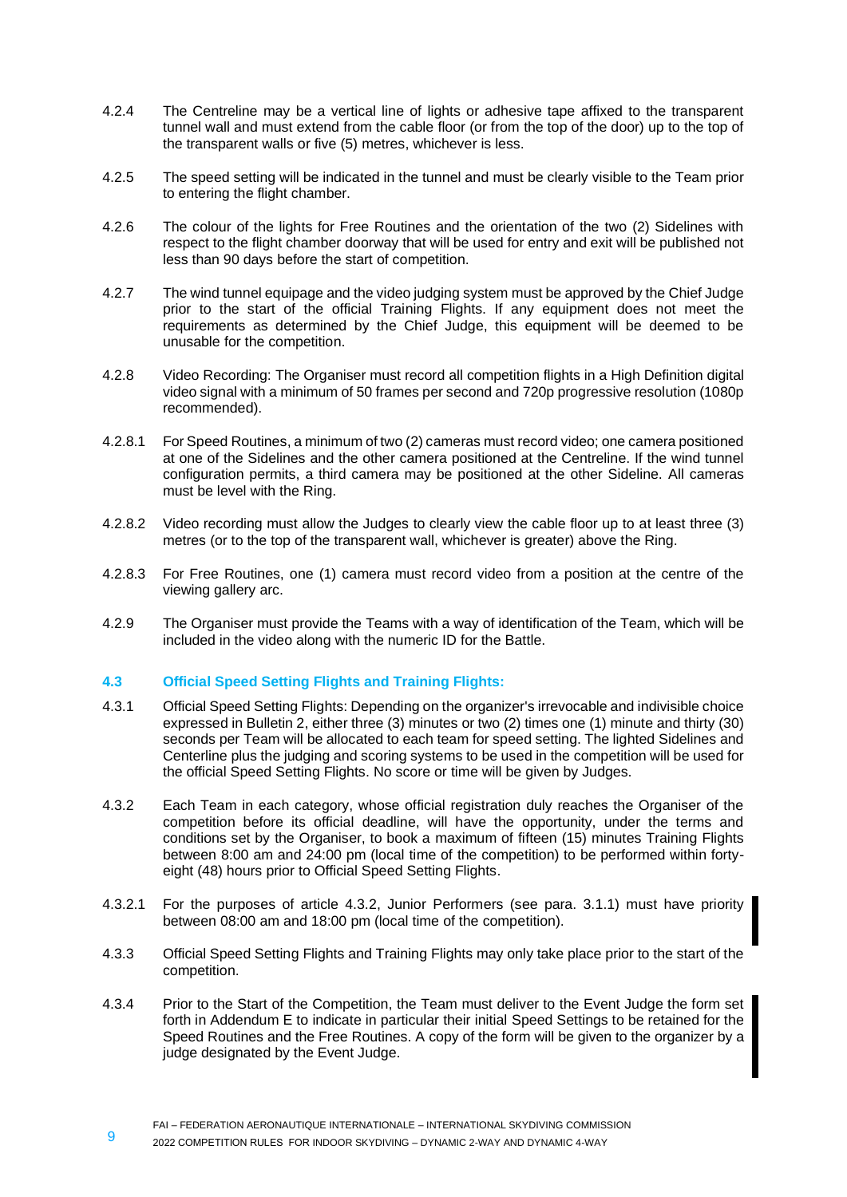4.2.4 The Centreline may be a vertical line of lights or adhesive tape affixed to the transparent tunnel wall and must extend from the cable floor (or from the top of the door) up to the top of the transparent walls or five (5) metres, whichever is less.

4.2.5 The speed setting will be indicated in the tunnel and must be clearly visible to the Team prior to entering the flight chamber.

4.2.6 The colour of the lights for Free Routines and the orientation of the two (2) Sidelines with respect to the flight chamber doorway that will be used for entry and exit will be published not less than 90 days before the start of competition.

4.2.7 The wind tunnel equipage and the video judging system must be approved by the Chief Judge prior to the start of the official Training Flights. If any equipment does not meet the requirements as determined by the Chief Judge, this equipment will be deemed to be unusable for the competition.

4.2.8 Video Recording: The Organiser must record all competition flights in a High Definition digital video signal with a minimum of 50 frames per second and 720p progressive resolution (1080p recommended).

4.2.8.1 For Speed Routines, a minimum of two (2) cameras must record video; one camera positioned at one of the Sidelines and the other camera positioned at the Centreline. If the wind tunnel configuration permits, a third camera may be positioned at the other Sideline. All cameras must be level with the Ring.

4.2.8.2 Video recording must allow the Judges to clearly view the cable floor up to at least three (3) metres (or to the top of the transparent wall, whichever is greater) above the Ring.

4.2.8.3 For Free Routines, one (1) camera must record video from a position at the centre of the viewing gallery arc.

4.2.9 The Organiser must provide the Teams with a way of identification of the Team, which will be included in the video along with the numeric ID for the Battle.

### 4.3 Official Speed Setting Flights and Training Flights:

4.3.1 Official Speed Setting Flights: Depending on the organizer's irrevocable and indivisible choice expressed in Bulletin 2, either three (3) minutes or two (2) times one (1) minute and thirty (30) seconds per Team will be allocated to each team for speed setting. The lighted Sidelines and Centerline plus the judging and scoring systems to be used in the competition will be used for the official Speed Setting Flights. No score or time will be given by Judges.

4.3.2 Each Team in each category, whose official registration duly reaches the Organiser of the competition before its official deadline, will have the opportunity, under the terms and conditions set by the Organiser, to book a maximum of fifteen (15) minutes Training Flights between 8:00 am and 24:00 pm (local time of the competition) to be performed within forty-eight (48) hours prior to Official Speed Setting Flights.

4.3.2.1 For the purposes of article 4.3.2, Junior Performers (see para. 3.1.1) must have priority between 08:00 am and 18:00 pm (local time of the competition).

4.3.3 Official Speed Setting Flights and Training Flights may only take place prior to the start of the competition.

4.3.4 Prior to the Start of the Competition, the Team must deliver to the Event Judge the form set forth in Addendum E to indicate in particular their initial Speed Settings to be retained for the Speed Routines and the Free Routines. A copy of the form will be given to the organizer by a judge designated by the Event Judge.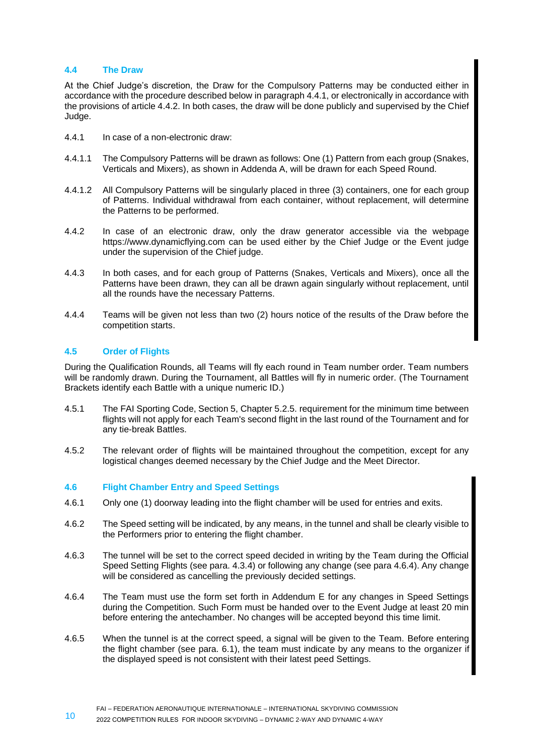### 4.4 The Draw

At the Chief Judge's discretion, the Draw for the Compulsory Patterns may be conducted either in accordance with the procedure described below in paragraph 4.4.1, or electronically in accordance with the provisions of article 4.4.2. In both cases, the draw will be done publicly and supervised by the Chief Judge.

4.4.1 In case of a non-electronic draw:

4.4.1.1 The Compulsory Patterns will be drawn as follows: One (1) Pattern from each group (Snakes, Verticals and Mixers), as shown in Addenda A, will be drawn for each Speed Round.

4.4.1.2 All Compulsory Patterns will be singularly placed in three (3) containers, one for each group of Patterns. Individual withdrawal from each container, without replacement, will determine the Patterns to be performed.

4.4.2 In case of an electronic draw, only the draw generator accessible via the webpage https://www.dynamicflying.com can be used either by the Chief Judge or the Event judge under the supervision of the Chief judge.

4.4.3 In both cases, and for each group of Patterns (Snakes, Verticals and Mixers), once all the Patterns have been drawn, they can all be drawn again singularly without replacement, until all the rounds have the necessary Patterns.

4.4.4 Teams will be given not less than two (2) hours notice of the results of the Draw before the competition starts.

### 4.5 Order of Flights

During the Qualification Rounds, all Teams will fly each round in Team number order. Team numbers will be randomly drawn. During the Tournament, all Battles will fly in numeric order. (The Tournament Brackets identify each Battle with a unique numeric ID.)

4.5.1 The FAI Sporting Code, Section 5, Chapter 5.2.5. requirement for the minimum time between flights will not apply for each Team's second flight in the last round of the Tournament and for any tie-break Battles.

4.5.2 The relevant order of flights will be maintained throughout the competition, except for any logistical changes deemed necessary by the Chief Judge and the Meet Director.

### 4.6 Flight Chamber Entry and Speed Settings

4.6.1 Only one (1) doorway leading into the flight chamber will be used for entries and exits.

4.6.2 The Speed setting will be indicated, by any means, in the tunnel and shall be clearly visible to the Performers prior to entering the flight chamber.

4.6.3 The tunnel will be set to the correct speed decided in writing by the Team during the Official Speed Setting Flights (see para. 4.3.4) or following any change (see para 4.6.4). Any change will be considered as cancelling the previously decided settings.

4.6.4 The Team must use the form set forth in Addendum E for any changes in Speed Settings during the Competition. Such Form must be handed over to the Event Judge at least 20 min before entering the antechamber. No changes will be accepted beyond this time limit.

4.6.5 When the tunnel is at the correct speed, a signal will be given to the Team. Before entering the flight chamber (see para. 6.1), the team must indicate by any means to the organizer if the displayed speed is not consistent with their latest peed Settings.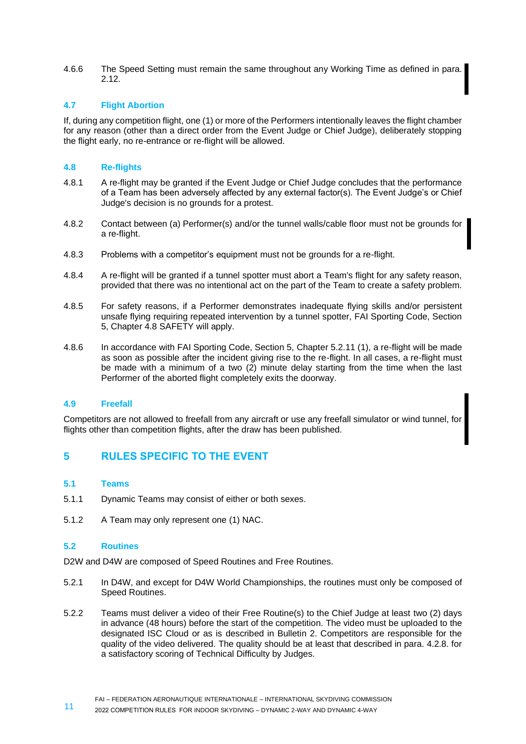4.6.6 The Speed Setting must remain the same throughout any Working Time as defined in para. 2.12.

### 4.7 Flight Abortion

If, during any competition flight, one (1) or more of the Performers intentionally leaves the flight chamber for any reason (other than a direct order from the Event Judge or Chief Judge), deliberately stopping the flight early, no re-entrance or re-flight will be allowed.

### 4.8 Re-flights

4.8.1 A re-flight may be granted if the Event Judge or Chief Judge concludes that the performance of a Team has been adversely affected by any external factor(s). The Event Judge's or Chief Judge's decision is no grounds for a protest.

4.8.2 Contact between (a) Performer(s) and/or the tunnel walls/cable floor must not be grounds for a re-flight.

4.8.3 Problems with a competitor's equipment must not be grounds for a re-flight.

4.8.4 A re-flight will be granted if a tunnel spotter must abort a Team's flight for any safety reason, provided that there was no intentional act on the part of the Team to create a safety problem.

4.8.5 For safety reasons, if a Performer demonstrates inadequate flying skills and/or persistent unsafe flying requiring repeated intervention by a tunnel spotter, FAI Sporting Code, Section 5, Chapter 4.8 SAFETY will apply.

4.8.6 In accordance with FAI Sporting Code, Section 5, Chapter 5.2.11 (1), a re-flight will be made as soon as possible after the incident giving rise to the re-flight. In all cases, a re-flight must be made with a minimum of a two (2) minute delay starting from the time when the last Performer of the aborted flight completely exits the doorway.

### 4.9 Freefall

Competitors are not allowed to freefall from any aircraft or use any freefall simulator or wind tunnel, for flights other than competition flights, after the draw has been published.

## 5 RULES SPECIFIC TO THE EVENT

### 5.1 Teams

5.1.1 Dynamic Teams may consist of either or both sexes.

5.1.2 A Team may only represent one (1) NAC.

### 5.2 Routines

D2W and D4W are composed of Speed Routines and Free Routines.

5.2.1 In D4W, and except for D4W World Championships, the routines must only be composed of Speed Routines.

5.2.2 Teams must deliver a video of their Free Routine(s) to the Chief Judge at least two (2) days in advance (48 hours) before the start of the competition. The video must be uploaded to the designated ISC Cloud or as is described in Bulletin 2. Competitors are responsible for the quality of the video delivered. The quality should be at least that described in para. 4.2.8. for a satisfactory scoring of Technical Difficulty by Judges.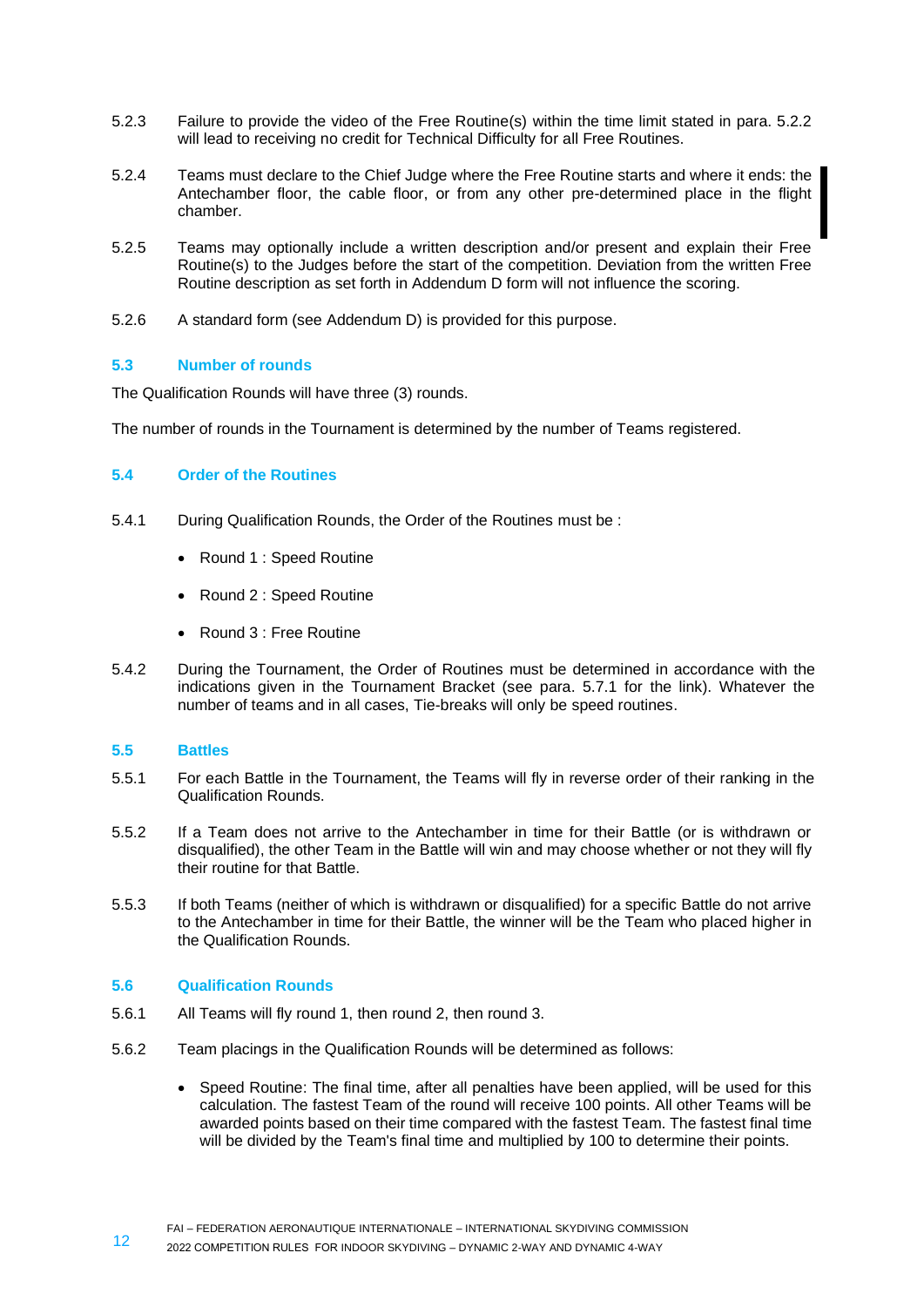5.2.3 Failure to provide the video of the Free Routine(s) within the time limit stated in para. 5.2.2 will lead to receiving no credit for Technical Difficulty for all Free Routines.

5.2.4 Teams must declare to the Chief Judge where the Free Routine starts and where it ends: the Antechamber floor, the cable floor, or from any other pre-determined place in the flight chamber.

5.2.5 Teams may optionally include a written description and/or present and explain their Free Routine(s) to the Judges before the start of the competition. Deviation from the written Free Routine description as set forth in Addendum D form will not influence the scoring.

5.2.6 A standard form (see Addendum D) is provided for this purpose.

### 5.3 Number of rounds

The Qualification Rounds will have three (3) rounds.

The number of rounds in the Tournament is determined by the number of Teams registered.

### 5.4 Order of the Routines

5.4.1 During Qualification Rounds, the Order of the Routines must be :

- Round 1 : Speed Routine
- Round 2 : Speed Routine
- Round 3 : Free Routine

5.4.2 During the Tournament, the Order of Routines must be determined in accordance with the indications given in the Tournament Bracket (see para. 5.7.1 for the link). Whatever the number of teams and in all cases, Tie-breaks will only be speed routines.

### 5.5 Battles

5.5.1 For each Battle in the Tournament, the Teams will fly in reverse order of their ranking in the Qualification Rounds.

5.5.2 If a Team does not arrive to the Antechamber in time for their Battle (or is withdrawn or disqualified), the other Team in the Battle will win and may choose whether or not they will fly their routine for that Battle.

5.5.3 If both Teams (neither of which is withdrawn or disqualified) for a specific Battle do not arrive to the Antechamber in time for their Battle, the winner will be the Team who placed higher in the Qualification Rounds.

### 5.6 Qualification Rounds

5.6.1 All Teams will fly round 1, then round 2, then round 3.

5.6.2 Team placings in the Qualification Rounds will be determined as follows:

- Speed Routine: The final time, after all penalties have been applied, will be used for this calculation. The fastest Team of the round will receive 100 points. All other Teams will be awarded points based on their time compared with the fastest Team. The fastest final time will be divided by the Team's final time and multiplied by 100 to determine their points.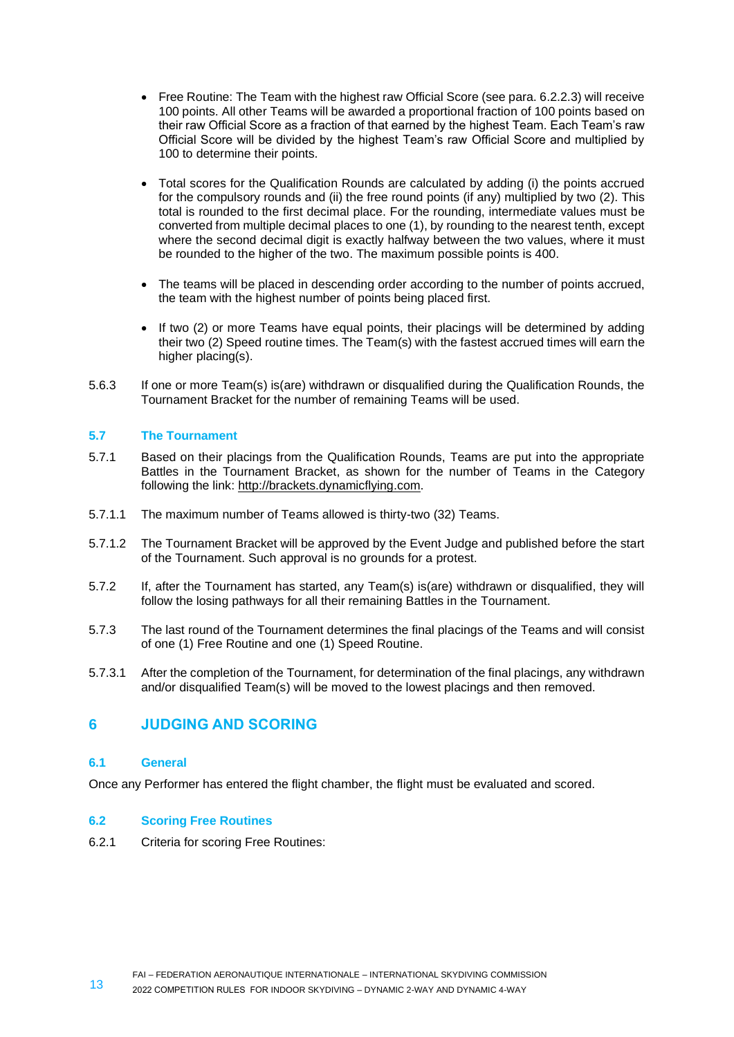- Free Routine: The Team with the highest raw Official Score (see para. 6.2.2.3) will receive 100 points. All other Teams will be awarded a proportional fraction of 100 points based on their raw Official Score as a fraction of that earned by the highest Team. Each Team's raw Official Score will be divided by the highest Team's raw Official Score and multiplied by 100 to determine their points.

- Total scores for the Qualification Rounds are calculated by adding (i) the points accrued for the compulsory rounds and (ii) the free round points (if any) multiplied by two (2). This total is rounded to the first decimal place. For the rounding, intermediate values must be converted from multiple decimal places to one (1), by rounding to the nearest tenth, except where the second decimal digit is exactly halfway between the two values, where it must be rounded to the higher of the two. The maximum possible points is 400.

- The teams will be placed in descending order according to the number of points accrued, the team with the highest number of points being placed first.

- If two (2) or more Teams have equal points, their placings will be determined by adding their two (2) Speed routine times. The Team(s) with the fastest accrued times will earn the higher placing(s).

5.6.3 If one or more Team(s) is(are) withdrawn or disqualified during the Qualification Rounds, the Tournament Bracket for the number of remaining Teams will be used.

### 5.7 The Tournament

5.7.1 Based on their placings from the Qualification Rounds, Teams are put into the appropriate Battles in the Tournament Bracket, as shown for the number of Teams in the Category following the link: http://brackets.dynamicflying.com.

5.7.1.1 The maximum number of Teams allowed is thirty-two (32) Teams.

5.7.1.2 The Tournament Bracket will be approved by the Event Judge and published before the start of the Tournament. Such approval is no grounds for a protest.

5.7.2 If, after the Tournament has started, any Team(s) is(are) withdrawn or disqualified, they will follow the losing pathways for all their remaining Battles in the Tournament.

5.7.3 The last round of the Tournament determines the final placings of the Teams and will consist of one (1) Free Routine and one (1) Speed Routine.

5.7.3.1 After the completion of the Tournament, for determination of the final placings, any withdrawn and/or disqualified Team(s) will be moved to the lowest placings and then removed.

## 6 JUDGING AND SCORING

### 6.1 General

Once any Performer has entered the flight chamber, the flight must be evaluated and scored.

### 6.2 Scoring Free Routines

6.2.1 Criteria for scoring Free Routines: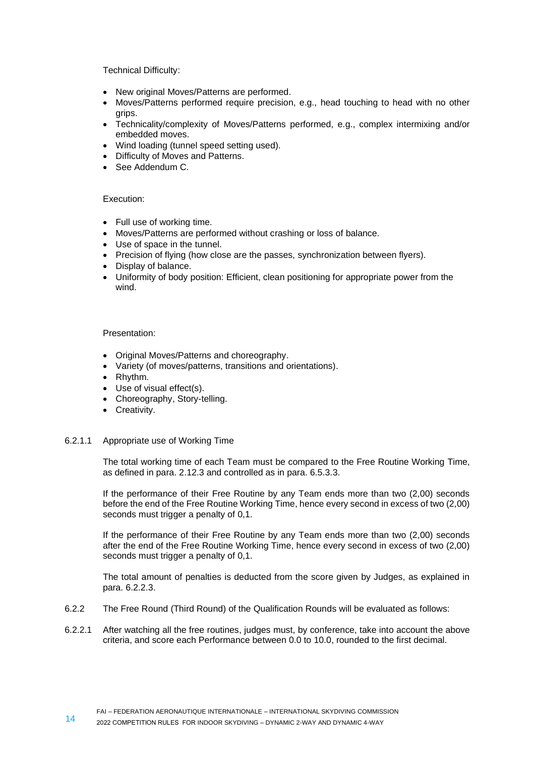Technical Difficulty:

- New original Moves/Patterns are performed.
- Moves/Patterns performed require precision, e.g., head touching to head with no other grips.
- Technicality/complexity of Moves/Patterns performed, e.g., complex intermixing and/or embedded moves.
- Wind loading (tunnel speed setting used).
- Difficulty of Moves and Patterns.
- See Addendum C.

Execution:

- Full use of working time.
- Moves/Patterns are performed without crashing or loss of balance.
- Use of space in the tunnel.
- Precision of flying (how close are the passes, synchronization between flyers).
- Display of balance.
- Uniformity of body position: Efficient, clean positioning for appropriate power from the wind.

Presentation:

- Original Moves/Patterns and choreography.
- Variety (of moves/patterns, transitions and orientations).
- Rhythm.
- Use of visual effect(s).
- Choreography, Story-telling.
- Creativity.

6.2.1.1 Appropriate use of Working Time

The total working time of each Team must be compared to the Free Routine Working Time, as defined in para. 2.12.3 and controlled as in para. 6.5.3.3.

If the performance of their Free Routine by any Team ends more than two (2,00) seconds before the end of the Free Routine Working Time, hence every second in excess of two (2,00) seconds must trigger a penalty of 0,1.

If the performance of their Free Routine by any Team ends more than two (2,00) seconds after the end of the Free Routine Working Time, hence every second in excess of two (2,00) seconds must trigger a penalty of 0,1.

The total amount of penalties is deducted from the score given by Judges, as explained in para. 6.2.2.3.

6.2.2 The Free Round (Third Round) of the Qualification Rounds will be evaluated as follows:

6.2.2.1 After watching all the free routines, judges must, by conference, take into account the above criteria, and score each Performance between 0.0 to 10.0, rounded to the first decimal.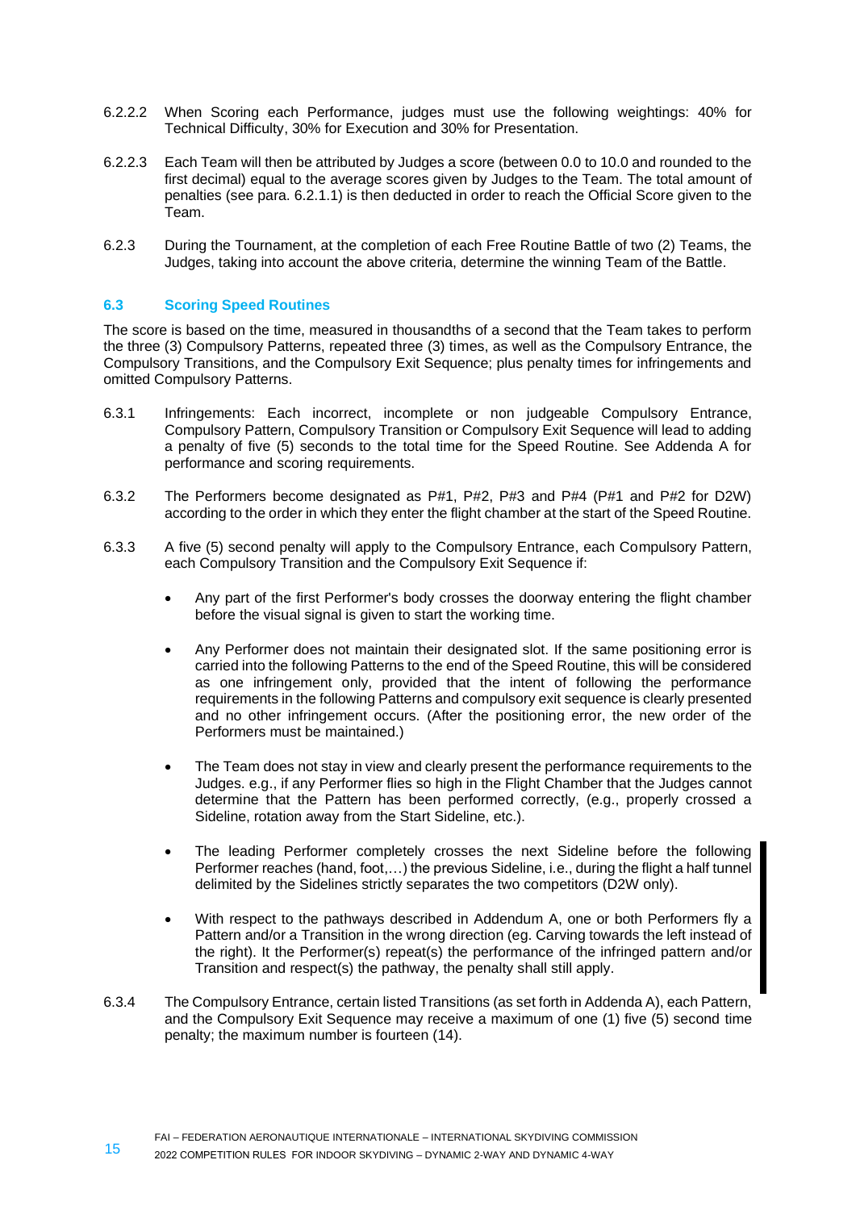6.2.2.2 When Scoring each Performance, judges must use the following weightings: 40% for Technical Difficulty, 30% for Execution and 30% for Presentation.

6.2.2.3 Each Team will then be attributed by Judges a score (between 0.0 to 10.0 and rounded to the first decimal) equal to the average scores given by Judges to the Team. The total amount of penalties (see para. 6.2.1.1) is then deducted in order to reach the Official Score given to the Team.

6.2.3 During the Tournament, at the completion of each Free Routine Battle of two (2) Teams, the Judges, taking into account the above criteria, determine the winning Team of the Battle.

### 6.3 Scoring Speed Routines

The score is based on the time, measured in thousandths of a second that the Team takes to perform the three (3) Compulsory Patterns, repeated three (3) times, as well as the Compulsory Entrance, the Compulsory Transitions, and the Compulsory Exit Sequence; plus penalty times for infringements and omitted Compulsory Patterns.

6.3.1 Infringements: Each incorrect, incomplete or non judgeable Compulsory Entrance, Compulsory Pattern, Compulsory Transition or Compulsory Exit Sequence will lead to adding a penalty of five (5) seconds to the total time for the Speed Routine. See Addenda A for performance and scoring requirements.

6.3.2 The Performers become designated as P#1, P#2, P#3 and P#4 (P#1 and P#2 for D2W) according to the order in which they enter the flight chamber at the start of the Speed Routine.

6.3.3 A five (5) second penalty will apply to the Compulsory Entrance, each Compulsory Pattern, each Compulsory Transition and the Compulsory Exit Sequence if:

- Any part of the first Performer's body crosses the doorway entering the flight chamber before the visual signal is given to start the working time.
- Any Performer does not maintain their designated slot. If the same positioning error is carried into the following Patterns to the end of the Speed Routine, this will be considered as one infringement only, provided that the intent of following the performance requirements in the following Patterns and compulsory exit sequence is clearly presented and no other infringement occurs. (After the positioning error, the new order of the Performers must be maintained.)
- The Team does not stay in view and clearly present the performance requirements to the Judges. e.g., if any Performer flies so high in the Flight Chamber that the Judges cannot determine that the Pattern has been performed correctly, (e.g., properly crossed a Sideline, rotation away from the Start Sideline, etc.).
- The leading Performer completely crosses the next Sideline before the following Performer reaches (hand, foot,…) the previous Sideline, i.e., during the flight a half tunnel delimited by the Sidelines strictly separates the two competitors (D2W only).
- With respect to the pathways described in Addendum A, one or both Performers fly a Pattern and/or a Transition in the wrong direction (eg. Carving towards the left instead of the right). It the Performer(s) repeat(s) the performance of the infringed pattern and/or Transition and respect(s) the pathway, the penalty shall still apply.

6.3.4 The Compulsory Entrance, certain listed Transitions (as set forth in Addenda A), each Pattern, and the Compulsory Exit Sequence may receive a maximum of one (1) five (5) second time penalty; the maximum number is fourteen (14).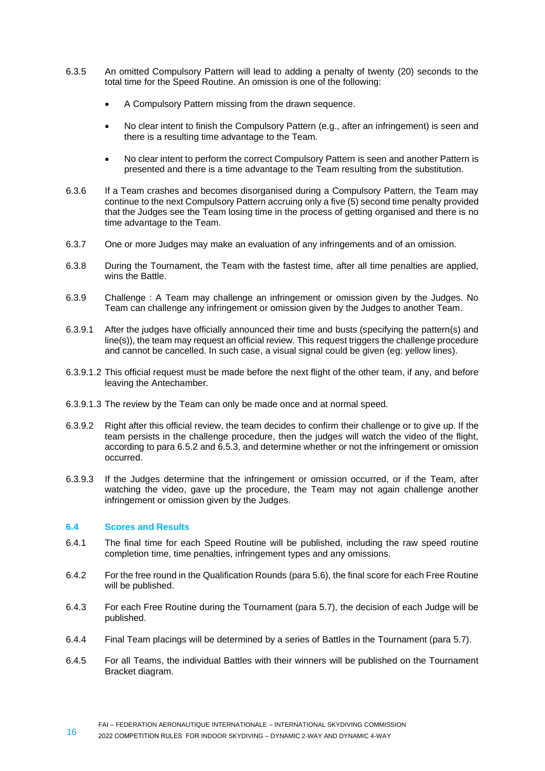6.3.5 An omitted Compulsory Pattern will lead to adding a penalty of twenty (20) seconds to the total time for the Speed Routine. An omission is one of the following:

- A Compulsory Pattern missing from the drawn sequence.
- No clear intent to finish the Compulsory Pattern (e.g., after an infringement) is seen and there is a resulting time advantage to the Team.
- No clear intent to perform the correct Compulsory Pattern is seen and another Pattern is presented and there is a time advantage to the Team resulting from the substitution.

6.3.6 If a Team crashes and becomes disorganised during a Compulsory Pattern, the Team may continue to the next Compulsory Pattern accruing only a five (5) second time penalty provided that the Judges see the Team losing time in the process of getting organised and there is no time advantage to the Team.

6.3.7 One or more Judges may make an evaluation of any infringements and of an omission.

6.3.8 During the Tournament, the Team with the fastest time, after all time penalties are applied, wins the Battle.

6.3.9 Challenge : A Team may challenge an infringement or omission given by the Judges. No Team can challenge any infringement or omission given by the Judges to another Team.

6.3.9.1 After the judges have officially announced their time and busts (specifying the pattern(s) and line(s)), the team may request an official review. This request triggers the challenge procedure and cannot be cancelled. In such case, a visual signal could be given (eg: yellow lines).

6.3.9.1.2 This official request must be made before the next flight of the other team, if any, and before leaving the Antechamber.

6.3.9.1.3 The review by the Team can only be made once and at normal speed.

6.3.9.2 Right after this official review, the team decides to confirm their challenge or to give up. If the team persists in the challenge procedure, then the judges will watch the video of the flight, according to para 6.5.2 and 6.5.3, and determine whether or not the infringement or omission occurred.

6.3.9.3 If the Judges determine that the infringement or omission occurred, or if the Team, after watching the video, gave up the procedure, the Team may not again challenge another infringement or omission given by the Judges.

### 6.4 Scores and Results

6.4.1 The final time for each Speed Routine will be published, including the raw speed routine completion time, time penalties, infringement types and any omissions.

6.4.2 For the free round in the Qualification Rounds (para 5.6), the final score for each Free Routine will be published.

6.4.3 For each Free Routine during the Tournament (para 5.7), the decision of each Judge will be published.

6.4.4 Final Team placings will be determined by a series of Battles in the Tournament (para 5.7).

6.4.5 For all Teams, the individual Battles with their winners will be published on the Tournament Bracket diagram.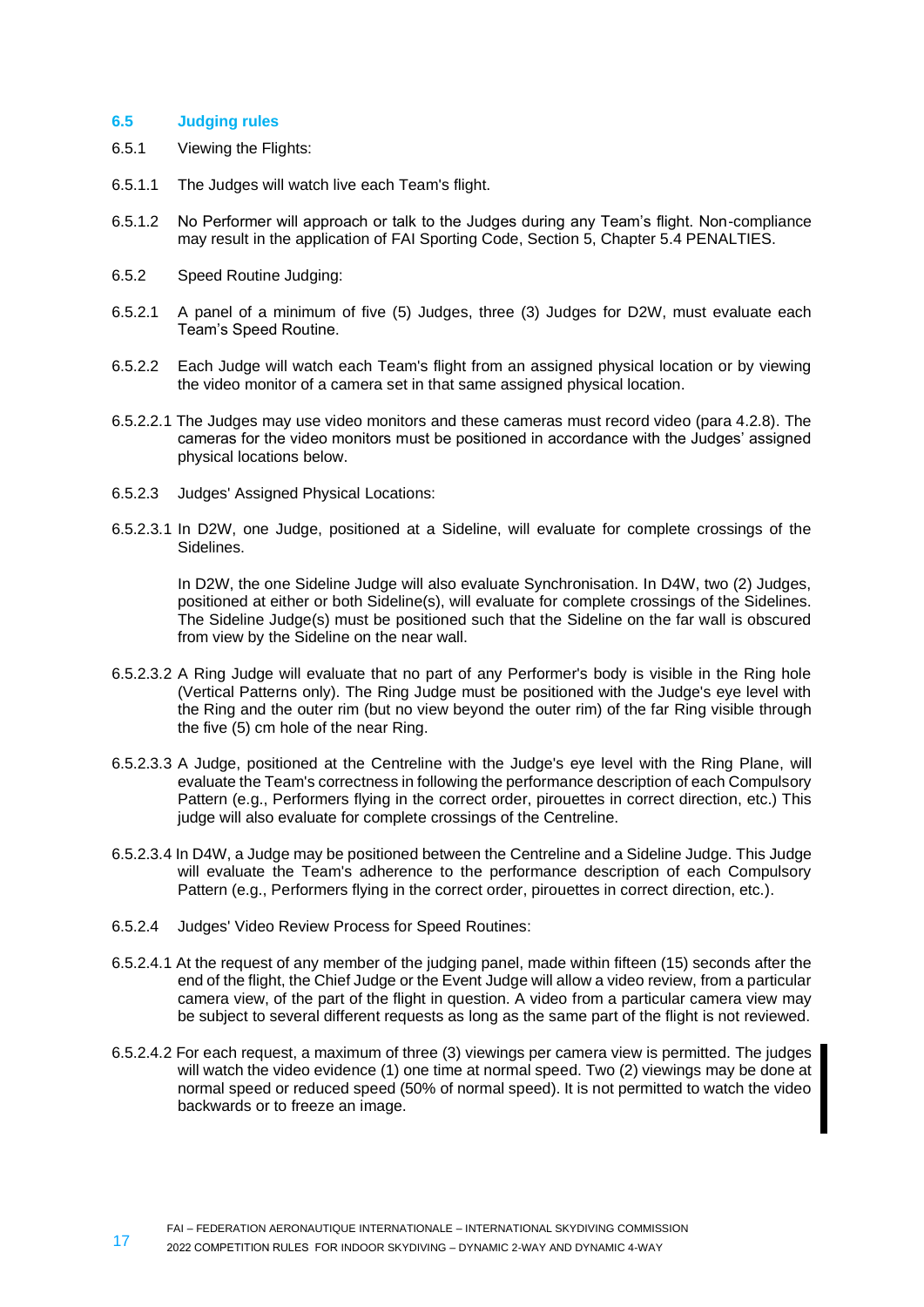## 6.5 Judging rules

6.5.1 Viewing the Flights:

6.5.1.1 The Judges will watch live each Team's flight.

6.5.1.2 No Performer will approach or talk to the Judges during any Team's flight. Non-compliance may result in the application of FAI Sporting Code, Section 5, Chapter 5.4 PENALTIES.

6.5.2 Speed Routine Judging:

6.5.2.1 A panel of a minimum of five (5) Judges, three (3) Judges for D2W, must evaluate each Team's Speed Routine.

6.5.2.2 Each Judge will watch each Team's flight from an assigned physical location or by viewing the video monitor of a camera set in that same assigned physical location.

6.5.2.2.1 The Judges may use video monitors and these cameras must record video (para 4.2.8). The cameras for the video monitors must be positioned in accordance with the Judges' assigned physical locations below.

6.5.2.3 Judges' Assigned Physical Locations:

6.5.2.3.1 In D2W, one Judge, positioned at a Sideline, will evaluate for complete crossings of the Sidelines.

In D2W, the one Sideline Judge will also evaluate Synchronisation. In D4W, two (2) Judges, positioned at either or both Sideline(s), will evaluate for complete crossings of the Sidelines. The Sideline Judge(s) must be positioned such that the Sideline on the far wall is obscured from view by the Sideline on the near wall.

6.5.2.3.2 A Ring Judge will evaluate that no part of any Performer's body is visible in the Ring hole (Vertical Patterns only). The Ring Judge must be positioned with the Judge's eye level with the Ring and the outer rim (but no view beyond the outer rim) of the far Ring visible through the five (5) cm hole of the near Ring.

6.5.2.3.3 A Judge, positioned at the Centreline with the Judge's eye level with the Ring Plane, will evaluate the Team's correctness in following the performance description of each Compulsory Pattern (e.g., Performers flying in the correct order, pirouettes in correct direction, etc.) This judge will also evaluate for complete crossings of the Centreline.

6.5.2.3.4 In D4W, a Judge may be positioned between the Centreline and a Sideline Judge. This Judge will evaluate the Team's adherence to the performance description of each Compulsory Pattern (e.g., Performers flying in the correct order, pirouettes in correct direction, etc.).

6.5.2.4 Judges' Video Review Process for Speed Routines:

6.5.2.4.1 At the request of any member of the judging panel, made within fifteen (15) seconds after the end of the flight, the Chief Judge or the Event Judge will allow a video review, from a particular camera view, of the part of the flight in question. A video from a particular camera view may be subject to several different requests as long as the same part of the flight is not reviewed.

6.5.2.4.2 For each request, a maximum of three (3) viewings per camera view is permitted. The judges will watch the video evidence (1) one time at normal speed. Two (2) viewings may be done at normal speed or reduced speed (50% of normal speed). It is not permitted to watch the video backwards or to freeze an image.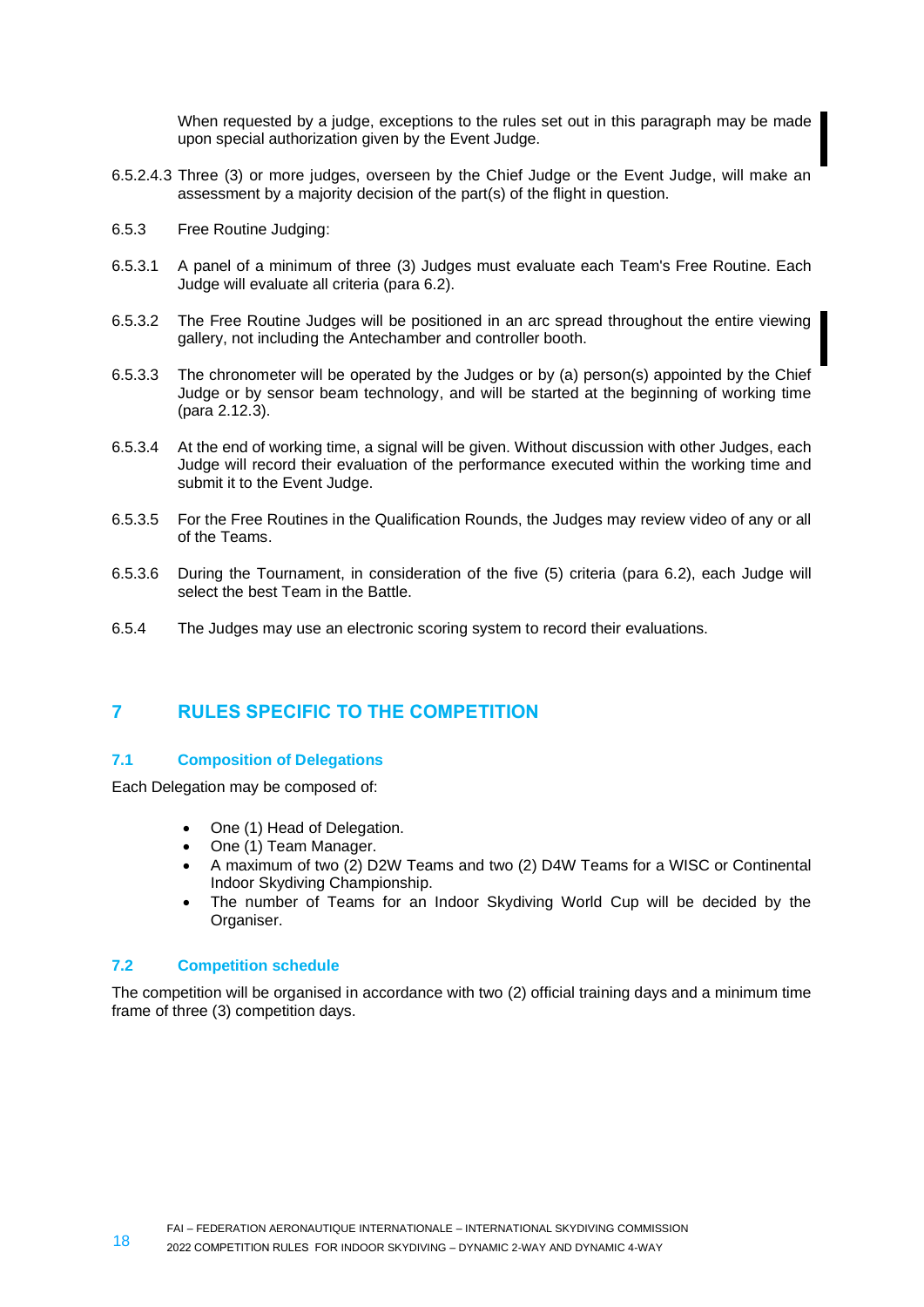When requested by a judge, exceptions to the rules set out in this paragraph may be made upon special authorization given by the Event Judge.

6.5.2.4.3 Three (3) or more judges, overseen by the Chief Judge or the Event Judge, will make an assessment by a majority decision of the part(s) of the flight in question.

6.5.3 Free Routine Judging:

6.5.3.1 A panel of a minimum of three (3) Judges must evaluate each Team's Free Routine. Each Judge will evaluate all criteria (para 6.2).

6.5.3.2 The Free Routine Judges will be positioned in an arc spread throughout the entire viewing gallery, not including the Antechamber and controller booth.

6.5.3.3 The chronometer will be operated by the Judges or by (a) person(s) appointed by the Chief Judge or by sensor beam technology, and will be started at the beginning of working time (para 2.12.3).

6.5.3.4 At the end of working time, a signal will be given. Without discussion with other Judges, each Judge will record their evaluation of the performance executed within the working time and submit it to the Event Judge.

6.5.3.5 For the Free Routines in the Qualification Rounds, the Judges may review video of any or all of the Teams.

6.5.3.6 During the Tournament, in consideration of the five (5) criteria (para 6.2), each Judge will select the best Team in the Battle.

6.5.4 The Judges may use an electronic scoring system to record their evaluations.

# 7 RULES SPECIFIC TO THE COMPETITION

## 7.1 Composition of Delegations

Each Delegation may be composed of:

- One (1) Head of Delegation.
- One (1) Team Manager.
- A maximum of two (2) D2W Teams and two (2) D4W Teams for a WISC or Continental Indoor Skydiving Championship.
- The number of Teams for an Indoor Skydiving World Cup will be decided by the Organiser.

## 7.2 Competition schedule

The competition will be organised in accordance with two (2) official training days and a minimum time frame of three (3) competition days.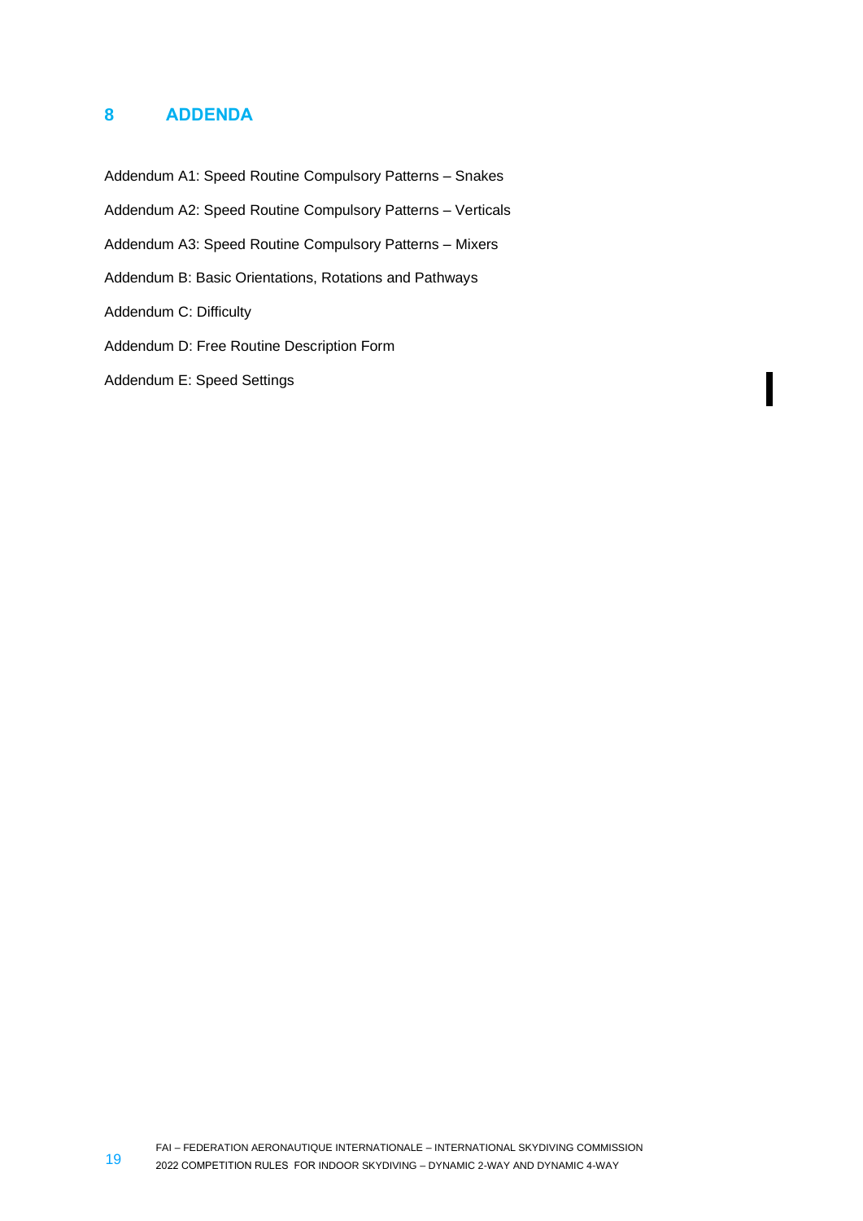# 8 ADDENDA

Addendum A1: Speed Routine Compulsory Patterns – Snakes

Addendum A2: Speed Routine Compulsory Patterns – Verticals

Addendum A3: Speed Routine Compulsory Patterns – Mixers

Addendum B: Basic Orientations, Rotations and Pathways

Addendum C: Difficulty

Addendum D: Free Routine Description Form

Addendum E: Speed Settings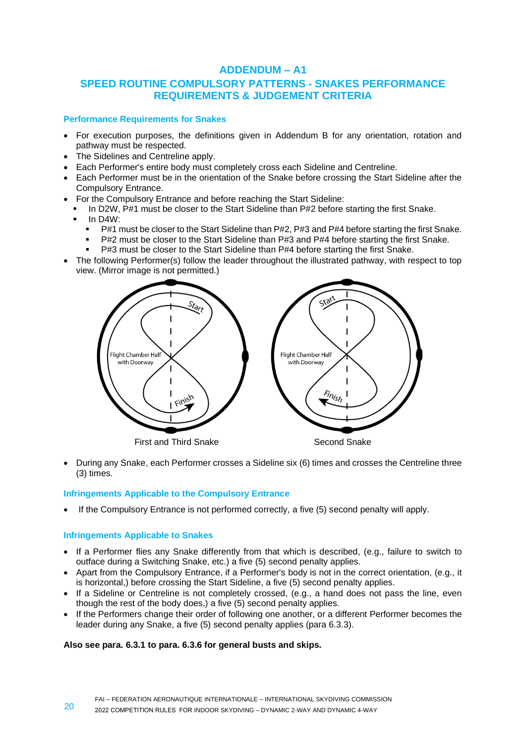# ADDENDUM – A1

## SPEED ROUTINE COMPULSORY PATTERNS - SNAKES PERFORMANCE REQUIREMENTS & JUDGEMENT CRITERIA

### Performance Requirements for Snakes

- For execution purposes, the definitions given in Addendum B for any orientation, rotation and pathway must be respected.
- The Sidelines and Centreline apply.
- Each Performer's entire body must completely cross each Sideline and Centreline.
- Each Performer must be in the orientation of the Snake before crossing the Start Sideline after the Compulsory Entrance.
- For the Compulsory Entrance and before reaching the Start Sideline:
  - In D2W, P#1 must be closer to the Start Sideline than P#2 before starting the first Snake.
  - In D4W:
    - P#1 must be closer to the Start Sideline than P#2, P#3 and P#4 before starting the first Snake.
    - P#2 must be closer to the Start Sideline than P#3 and P#4 before starting the first Snake.
    - P#3 must be closer to the Start Sideline than P#4 before starting the first Snake.
- The following Performer(s) follow the leader throughout the illustrated pathway, with respect to top view. (Mirror image is not permitted.)

First and Third Snake

Second Snake

- During any Snake, each Performer crosses a Sideline six (6) times and crosses the Centreline three (3) times.

### Infringements Applicable to the Compulsory Entrance

- If the Compulsory Entrance is not performed correctly, a five (5) second penalty will apply.

### Infringements Applicable to Snakes

- If a Performer flies any Snake differently from that which is described, (e.g., failure to switch to outface during a Switching Snake, etc.) a five (5) second penalty applies.
- Apart from the Compulsory Entrance, if a Performer's body is not in the correct orientation, (e.g., it is horizontal,) before crossing the Start Sideline, a five (5) second penalty applies.
- If a Sideline or Centreline is not completely crossed, (e.g., a hand does not pass the line, even though the rest of the body does,) a five (5) second penalty applies.
- If the Performers change their order of following one another, or a different Performer becomes the leader during any Snake, a five (5) second penalty applies (para 6.3.3).

**Also see para. 6.3.1 to para. 6.3.6 for general busts and skips.**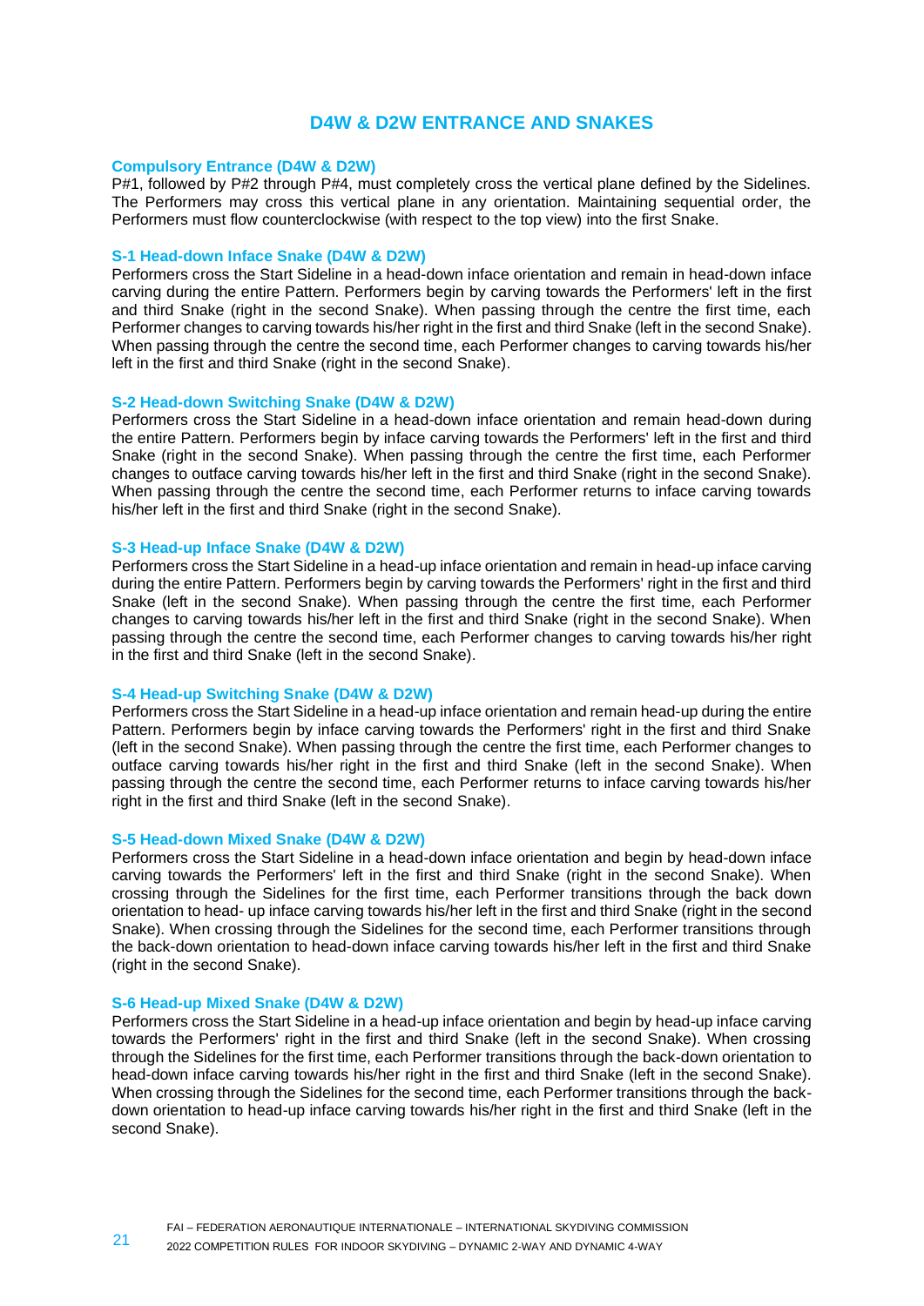## D4W & D2W ENTRANCE AND SNAKES

### Compulsory Entrance (D4W & D2W)

P#1, followed by P#2 through P#4, must completely cross the vertical plane defined by the Sidelines. The Performers may cross this vertical plane in any orientation. Maintaining sequential order, the Performers must flow counterclockwise (with respect to the top view) into the first Snake.

### S-1 Head-down Inface Snake (D4W & D2W)

Performers cross the Start Sideline in a head-down inface orientation and remain in head-down inface carving during the entire Pattern. Performers begin by carving towards the Performers' left in the first and third Snake (right in the second Snake). When passing through the centre the first time, each Performer changes to carving towards his/her right in the first and third Snake (left in the second Snake). When passing through the centre the second time, each Performer changes to carving towards his/her left in the first and third Snake (right in the second Snake).

### S-2 Head-down Switching Snake (D4W & D2W)

Performers cross the Start Sideline in a head-down inface orientation and remain head-down during the entire Pattern. Performers begin by inface carving towards the Performers' left in the first and third Snake (right in the second Snake). When passing through the centre the first time, each Performer changes to outface carving towards his/her left in the first and third Snake (right in the second Snake). When passing through the centre the second time, each Performer returns to inface carving towards his/her left in the first and third Snake (right in the second Snake).

### S-3 Head-up Inface Snake (D4W & D2W)

Performers cross the Start Sideline in a head-up inface orientation and remain in head-up inface carving during the entire Pattern. Performers begin by carving towards the Performers' right in the first and third Snake (left in the second Snake). When passing through the centre the first time, each Performer changes to carving towards his/her left in the first and third Snake (right in the second Snake). When passing through the centre the second time, each Performer changes to carving towards his/her right in the first and third Snake (left in the second Snake).

### S-4 Head-up Switching Snake (D4W & D2W)

Performers cross the Start Sideline in a head-up inface orientation and remain head-up during the entire Pattern. Performers begin by inface carving towards the Performers' right in the first and third Snake (left in the second Snake). When passing through the centre the first time, each Performer changes to outface carving towards his/her right in the first and third Snake (left in the second Snake). When passing through the centre the second time, each Performer returns to inface carving towards his/her right in the first and third Snake (left in the second Snake).

### S-5 Head-down Mixed Snake (D4W & D2W)

Performers cross the Start Sideline in a head-down inface orientation and begin by head-down inface carving towards the Performers' left in the first and third Snake (right in the second Snake). When crossing through the Sidelines for the first time, each Performer transitions through the back down orientation to head- up inface carving towards his/her left in the first and third Snake (right in the second Snake). When crossing through the Sidelines for the second time, each Performer transitions through the back-down orientation to head-down inface carving towards his/her left in the first and third Snake (right in the second Snake).

### S-6 Head-up Mixed Snake (D4W & D2W)

Performers cross the Start Sideline in a head-up inface orientation and begin by head-up inface carving towards the Performers' right in the first and third Snake (left in the second Snake). When crossing through the Sidelines for the first time, each Performer transitions through the back-down orientation to head-down inface carving towards his/her right in the first and third Snake (left in the second Snake). When crossing through the Sidelines for the second time, each Performer transitions through the back-down orientation to head-up inface carving towards his/her right in the first and third Snake (left in the second Snake).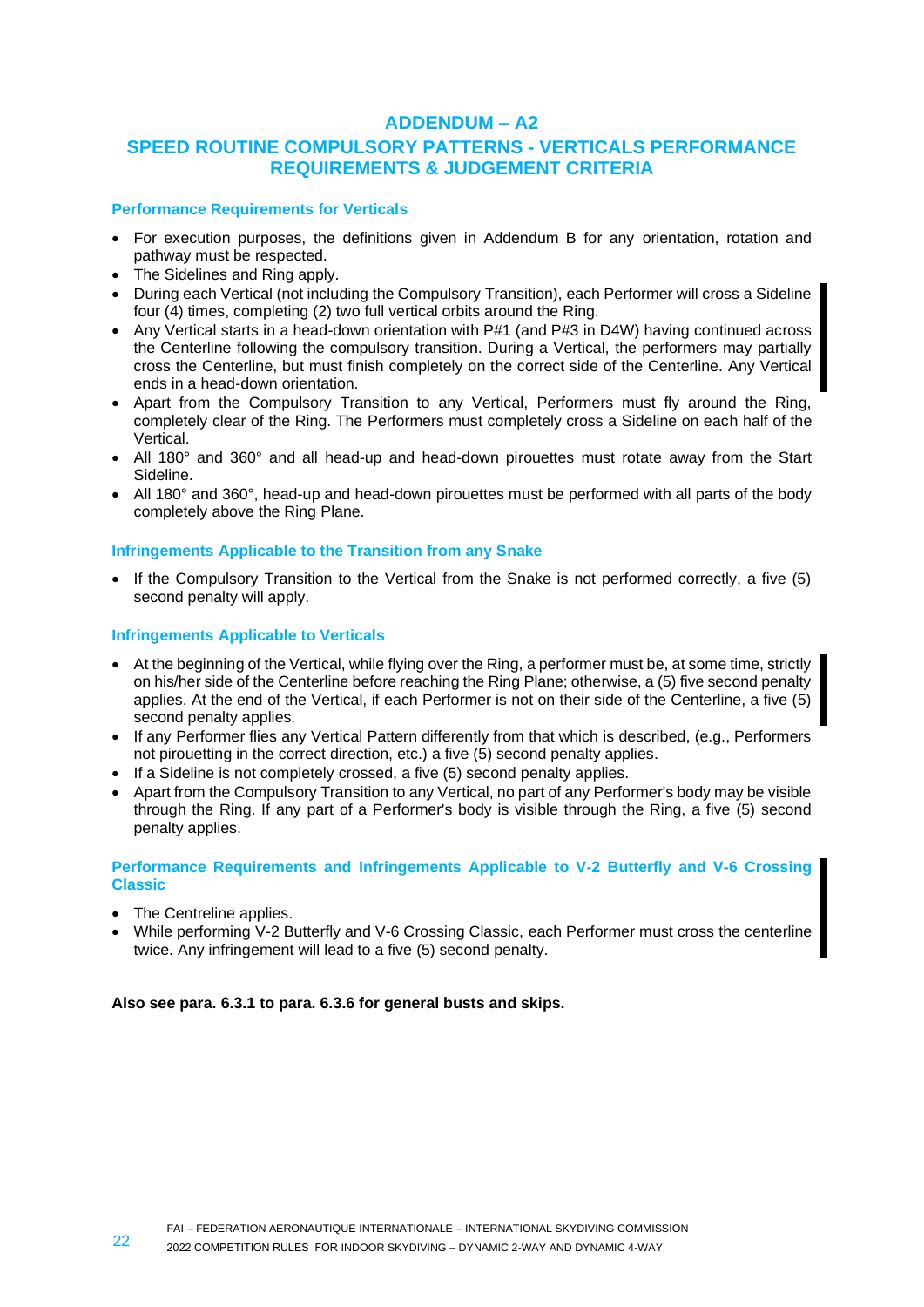## ADDENDUM – A2

## SPEED ROUTINE COMPULSORY PATTERNS - VERTICALS PERFORMANCE REQUIREMENTS & JUDGEMENT CRITERIA

### Performance Requirements for Verticals

- For execution purposes, the definitions given in Addendum B for any orientation, rotation and pathway must be respected.
- The Sidelines and Ring apply.
- During each Vertical (not including the Compulsory Transition), each Performer will cross a Sideline four (4) times, completing (2) two full vertical orbits around the Ring.
- Any Vertical starts in a head-down orientation with P#1 (and P#3 in D4W) having continued across the Centerline following the compulsory transition. During a Vertical, the performers may partially cross the Centerline, but must finish completely on the correct side of the Centerline. Any Vertical ends in a head-down orientation.
- Apart from the Compulsory Transition to any Vertical, Performers must fly around the Ring, completely clear of the Ring. The Performers must completely cross a Sideline on each half of the Vertical.
- All 180° and 360° and all head-up and head-down pirouettes must rotate away from the Start Sideline.
- All 180° and 360°, head-up and head-down pirouettes must be performed with all parts of the body completely above the Ring Plane.

### Infringements Applicable to the Transition from any Snake

- If the Compulsory Transition to the Vertical from the Snake is not performed correctly, a five (5) second penalty will apply.

### Infringements Applicable to Verticals

- At the beginning of the Vertical, while flying over the Ring, a performer must be, at some time, strictly on his/her side of the Centerline before reaching the Ring Plane; otherwise, a (5) five second penalty applies. At the end of the Vertical, if each Performer is not on their side of the Centerline, a five (5) second penalty applies.
- If any Performer flies any Vertical Pattern differently from that which is described, (e.g., Performers not pirouetting in the correct direction, etc.) a five (5) second penalty applies.
- If a Sideline is not completely crossed, a five (5) second penalty applies.
- Apart from the Compulsory Transition to any Vertical, no part of any Performer's body may be visible through the Ring. If any part of a Performer's body is visible through the Ring, a five (5) second penalty applies.

### Performance Requirements and Infringements Applicable to V-2 Butterfly and V-6 Crossing Classic

- The Centreline applies.
- While performing V-2 Butterfly and V-6 Crossing Classic, each Performer must cross the centerline twice. Any infringement will lead to a five (5) second penalty.

**Also see para. 6.3.1 to para. 6.3.6 for general busts and skips.**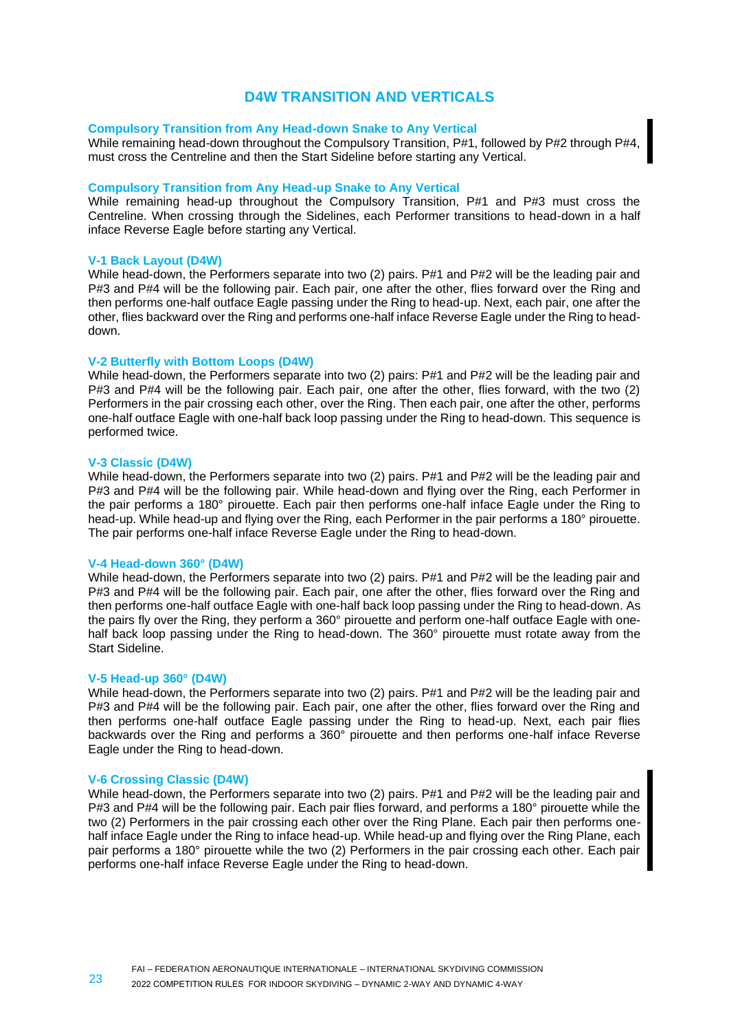# D4W TRANSITION AND VERTICALS

### Compulsory Transition from Any Head-down Snake to Any Vertical

While remaining head-down throughout the Compulsory Transition, P#1, followed by P#2 through P#4, must cross the Centreline and then the Start Sideline before starting any Vertical.

### Compulsory Transition from Any Head-up Snake to Any Vertical

While remaining head-up throughout the Compulsory Transition, P#1 and P#3 must cross the Centreline. When crossing through the Sidelines, each Performer transitions to head-down in a half inface Reverse Eagle before starting any Vertical.

### V-1 Back Layout (D4W)

While head-down, the Performers separate into two (2) pairs. P#1 and P#2 will be the leading pair and P#3 and P#4 will be the following pair. Each pair, one after the other, flies forward over the Ring and then performs one-half outface Eagle passing under the Ring to head-up. Next, each pair, one after the other, flies backward over the Ring and performs one-half inface Reverse Eagle under the Ring to head-down.

### V-2 Butterfly with Bottom Loops (D4W)

While head-down, the Performers separate into two (2) pairs: P#1 and P#2 will be the leading pair and P#3 and P#4 will be the following pair. Each pair, one after the other, flies forward, with the two (2) Performers in the pair crossing each other, over the Ring. Then each pair, one after the other, performs one-half outface Eagle with one-half back loop passing under the Ring to head-down. This sequence is performed twice.

### V-3 Classic (D4W)

While head-down, the Performers separate into two (2) pairs. P#1 and P#2 will be the leading pair and P#3 and P#4 will be the following pair. While head-down and flying over the Ring, each Performer in the pair performs a 180° pirouette. Each pair then performs one-half inface Eagle under the Ring to head-up. While head-up and flying over the Ring, each Performer in the pair performs a 180° pirouette. The pair performs one-half inface Reverse Eagle under the Ring to head-down.

### V-4 Head-down 360° (D4W)

While head-down, the Performers separate into two (2) pairs. P#1 and P#2 will be the leading pair and P#3 and P#4 will be the following pair. Each pair, one after the other, flies forward over the Ring and then performs one-half outface Eagle with one-half back loop passing under the Ring to head-down. As the pairs fly over the Ring, they perform a 360° pirouette and perform one-half outface Eagle with one-half back loop passing under the Ring to head-down. The 360° pirouette must rotate away from the Start Sideline.

### V-5 Head-up 360° (D4W)

While head-down, the Performers separate into two (2) pairs. P#1 and P#2 will be the leading pair and P#3 and P#4 will be the following pair. Each pair, one after the other, flies forward over the Ring and then performs one-half outface Eagle passing under the Ring to head-up. Next, each pair flies backwards over the Ring and performs a 360° pirouette and then performs one-half inface Reverse Eagle under the Ring to head-down.

### V-6 Crossing Classic (D4W)

While head-down, the Performers separate into two (2) pairs. P#1 and P#2 will be the leading pair and P#3 and P#4 will be the following pair. Each pair flies forward, and performs a 180° pirouette while the two (2) Performers in the pair crossing each other over the Ring Plane. Each pair then performs one-half inface Eagle under the Ring to inface head-up. While head-up and flying over the Ring Plane, each pair performs a 180° pirouette while the two (2) Performers in the pair crossing each other. Each pair performs one-half inface Reverse Eagle under the Ring to head-down.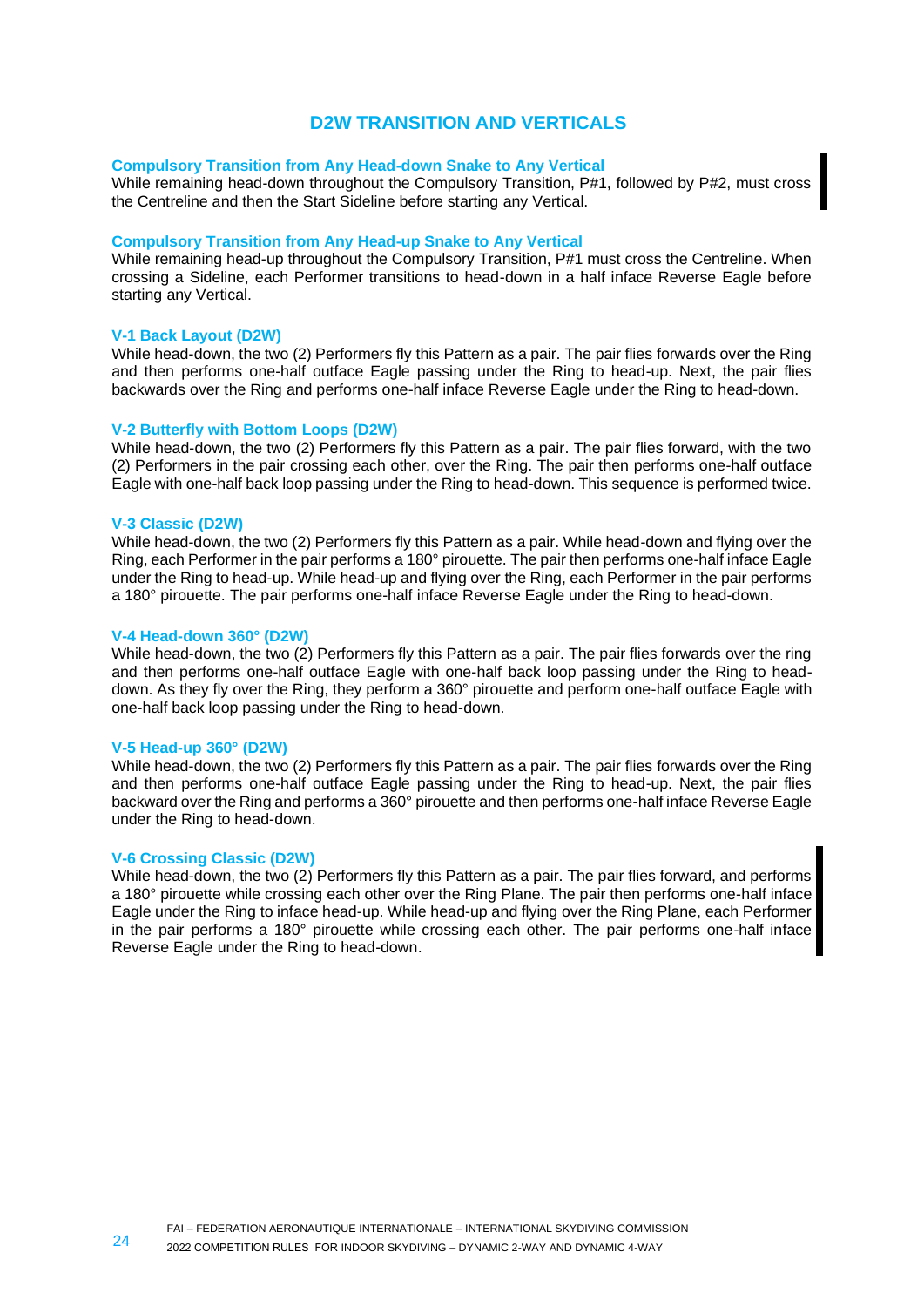## D2W TRANSITION AND VERTICALS

### Compulsory Transition from Any Head-down Snake to Any Vertical

While remaining head-down throughout the Compulsory Transition, P#1, followed by P#2, must cross the Centreline and then the Start Sideline before starting any Vertical.

### Compulsory Transition from Any Head-up Snake to Any Vertical

While remaining head-up throughout the Compulsory Transition, P#1 must cross the Centreline. When crossing a Sideline, each Performer transitions to head-down in a half inface Reverse Eagle before starting any Vertical.

### V-1 Back Layout (D2W)

While head-down, the two (2) Performers fly this Pattern as a pair. The pair flies forwards over the Ring and then performs one-half outface Eagle passing under the Ring to head-up. Next, the pair flies backwards over the Ring and performs one-half inface Reverse Eagle under the Ring to head-down.

### V-2 Butterfly with Bottom Loops (D2W)

While head-down, the two (2) Performers fly this Pattern as a pair. The pair flies forward, with the two (2) Performers in the pair crossing each other, over the Ring. The pair then performs one-half outface Eagle with one-half back loop passing under the Ring to head-down. This sequence is performed twice.

### V-3 Classic (D2W)

While head-down, the two (2) Performers fly this Pattern as a pair. While head-down and flying over the Ring, each Performer in the pair performs a 180° pirouette. The pair then performs one-half inface Eagle under the Ring to head-up. While head-up and flying over the Ring, each Performer in the pair performs a 180° pirouette. The pair performs one-half inface Reverse Eagle under the Ring to head-down.

### V-4 Head-down 360° (D2W)

While head-down, the two (2) Performers fly this Pattern as a pair. The pair flies forwards over the ring and then performs one-half outface Eagle with one-half back loop passing under the Ring to head-down. As they fly over the Ring, they perform a 360° pirouette and perform one-half outface Eagle with one-half back loop passing under the Ring to head-down.

### V-5 Head-up 360° (D2W)

While head-down, the two (2) Performers fly this Pattern as a pair. The pair flies forwards over the Ring and then performs one-half outface Eagle passing under the Ring to head-up. Next, the pair flies backward over the Ring and performs a 360° pirouette and then performs one-half inface Reverse Eagle under the Ring to head-down.

### V-6 Crossing Classic (D2W)

While head-down, the two (2) Performers fly this Pattern as a pair. The pair flies forward, and performs a 180° pirouette while crossing each other over the Ring Plane. The pair then performs one-half inface Eagle under the Ring to inface head-up. While head-up and flying over the Ring Plane, each Performer in the pair performs a 180° pirouette while crossing each other. The pair performs one-half inface Reverse Eagle under the Ring to head-down.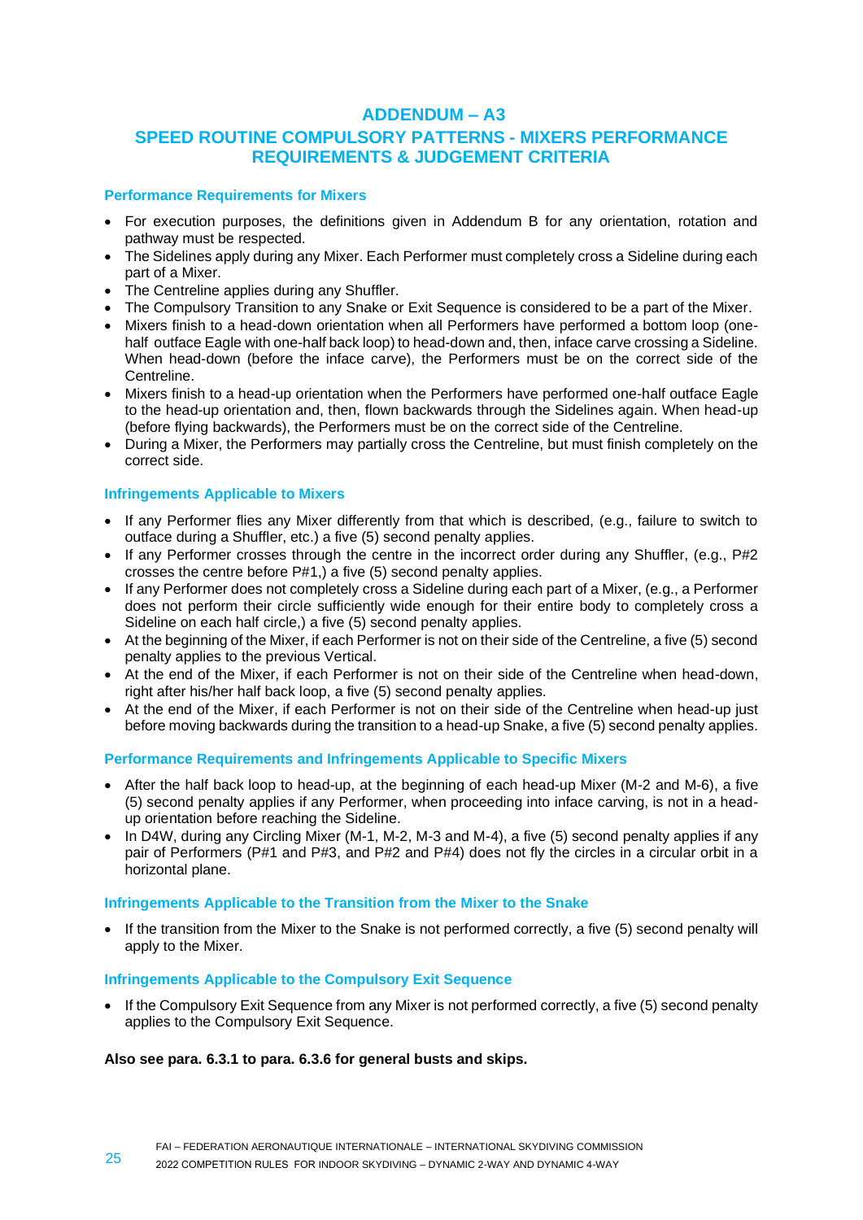# ADDENDUM – A3

## SPEED ROUTINE COMPULSORY PATTERNS - MIXERS PERFORMANCE REQUIREMENTS & JUDGEMENT CRITERIA

### Performance Requirements for Mixers

- For execution purposes, the definitions given in Addendum B for any orientation, rotation and pathway must be respected.
- The Sidelines apply during any Mixer. Each Performer must completely cross a Sideline during each part of a Mixer.
- The Centreline applies during any Shuffler.
- The Compulsory Transition to any Snake or Exit Sequence is considered to be a part of the Mixer.
- Mixers finish to a head-down orientation when all Performers have performed a bottom loop (one-half outface Eagle with one-half back loop) to head-down and, then, inface carve crossing a Sideline. When head-down (before the inface carve), the Performers must be on the correct side of the Centreline.
- Mixers finish to a head-up orientation when the Performers have performed one-half outface Eagle to the head-up orientation and, then, flown backwards through the Sidelines again. When head-up (before flying backwards), the Performers must be on the correct side of the Centreline.
- During a Mixer, the Performers may partially cross the Centreline, but must finish completely on the correct side.

### Infringements Applicable to Mixers

- If any Performer flies any Mixer differently from that which is described, (e.g., failure to switch to outface during a Shuffler, etc.) a five (5) second penalty applies.
- If any Performer crosses through the centre in the incorrect order during any Shuffler, (e.g., P#2 crosses the centre before P#1,) a five (5) second penalty applies.
- If any Performer does not completely cross a Sideline during each part of a Mixer, (e.g., a Performer does not perform their circle sufficiently wide enough for their entire body to completely cross a Sideline on each half circle,) a five (5) second penalty applies.
- At the beginning of the Mixer, if each Performer is not on their side of the Centreline, a five (5) second penalty applies to the previous Vertical.
- At the end of the Mixer, if each Performer is not on their side of the Centreline when head-down, right after his/her half back loop, a five (5) second penalty applies.
- At the end of the Mixer, if each Performer is not on their side of the Centreline when head-up just before moving backwards during the transition to a head-up Snake, a five (5) second penalty applies.

### Performance Requirements and Infringements Applicable to Specific Mixers

- After the half back loop to head-up, at the beginning of each head-up Mixer (M-2 and M-6), a five (5) second penalty applies if any Performer, when proceeding into inface carving, is not in a head-up orientation before reaching the Sideline.
- In D4W, during any Circling Mixer (M-1, M-2, M-3 and M-4), a five (5) second penalty applies if any pair of Performers (P#1 and P#3, and P#2 and P#4) does not fly the circles in a circular orbit in a horizontal plane.

### Infringements Applicable to the Transition from the Mixer to the Snake

- If the transition from the Mixer to the Snake is not performed correctly, a five (5) second penalty will apply to the Mixer.

### Infringements Applicable to the Compulsory Exit Sequence

- If the Compulsory Exit Sequence from any Mixer is not performed correctly, a five (5) second penalty applies to the Compulsory Exit Sequence.

**Also see para. 6.3.1 to para. 6.3.6 for general busts and skips.**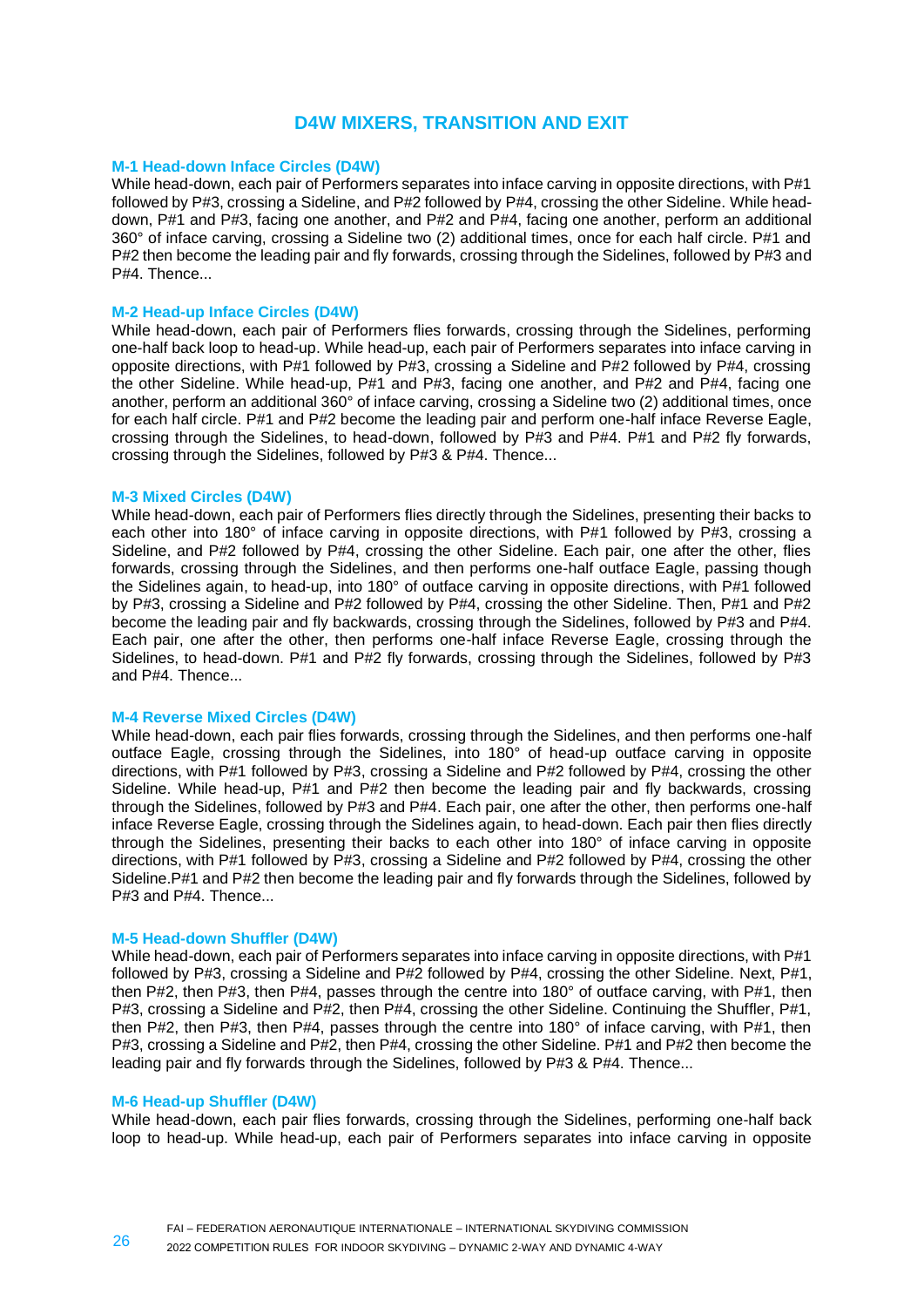## D4W MIXERS, TRANSITION AND EXIT

### M-1 Head-down Inface Circles (D4W)

While head-down, each pair of Performers separates into inface carving in opposite directions, with P#1 followed by P#3, crossing a Sideline, and P#2 followed by P#4, crossing the other Sideline. While head-down, P#1 and P#3, facing one another, and P#2 and P#4, facing one another, perform an additional 360° of inface carving, crossing a Sideline two (2) additional times, once for each half circle. P#1 and P#2 then become the leading pair and fly forwards, crossing through the Sidelines, followed by P#3 and P#4. Thence...

### M-2 Head-up Inface Circles (D4W)

While head-down, each pair of Performers flies forwards, crossing through the Sidelines, performing one-half back loop to head-up. While head-up, each pair of Performers separates into inface carving in opposite directions, with P#1 followed by P#3, crossing a Sideline and P#2 followed by P#4, crossing the other Sideline. While head-up, P#1 and P#3, facing one another, and P#2 and P#4, facing one another, perform an additional 360° of inface carving, crossing a Sideline two (2) additional times, once for each half circle. P#1 and P#2 become the leading pair and perform one-half inface Reverse Eagle, crossing through the Sidelines, to head-down, followed by P#3 and P#4. P#1 and P#2 fly forwards, crossing through the Sidelines, followed by P#3 & P#4. Thence...

### M-3 Mixed Circles (D4W)

While head-down, each pair of Performers flies directly through the Sidelines, presenting their backs to each other into 180° of inface carving in opposite directions, with P#1 followed by P#3, crossing a Sideline, and P#2 followed by P#4, crossing the other Sideline. Each pair, one after the other, flies forwards, crossing through the Sidelines, and then performs one-half outface Eagle, passing though the Sidelines again, to head-up, into 180° of outface carving in opposite directions, with P#1 followed by P#3, crossing a Sideline and P#2 followed by P#4, crossing the other Sideline. Then, P#1 and P#2 become the leading pair and fly backwards, crossing through the Sidelines, followed by P#3 and P#4. Each pair, one after the other, then performs one-half inface Reverse Eagle, crossing through the Sidelines, to head-down. P#1 and P#2 fly forwards, crossing through the Sidelines, followed by P#3 and P#4. Thence...

### M-4 Reverse Mixed Circles (D4W)

While head-down, each pair flies forwards, crossing through the Sidelines, and then performs one-half outface Eagle, crossing through the Sidelines, into 180° of head-up outface carving in opposite directions, with P#1 followed by P#3, crossing a Sideline and P#2 followed by P#4, crossing the other Sideline. While head-up, P#1 and P#2 then become the leading pair and fly backwards, crossing through the Sidelines, followed by P#3 and P#4. Each pair, one after the other, then performs one-half inface Reverse Eagle, crossing through the Sidelines again, to head-down. Each pair then flies directly through the Sidelines, presenting their backs to each other into 180° of inface carving in opposite directions, with P#1 followed by P#3, crossing a Sideline and P#2 followed by P#4, crossing the other Sideline.P#1 and P#2 then become the leading pair and fly forwards through the Sidelines, followed by P#3 and P#4. Thence...

### M-5 Head-down Shuffler (D4W)

While head-down, each pair of Performers separates into inface carving in opposite directions, with P#1 followed by P#3, crossing a Sideline and P#2 followed by P#4, crossing the other Sideline. Next, P#1, then P#2, then P#3, then P#4, passes through the centre into 180° of outface carving, with P#1, then P#3, crossing a Sideline and P#2, then P#4, crossing the other Sideline. Continuing the Shuffler, P#1, then P#2, then P#3, then P#4, passes through the centre into 180° of inface carving, with P#1, then P#3, crossing a Sideline and P#2, then P#4, crossing the other Sideline. P#1 and P#2 then become the leading pair and fly forwards through the Sidelines, followed by P#3 & P#4. Thence...

### M-6 Head-up Shuffler (D4W)

While head-down, each pair flies forwards, crossing through the Sidelines, performing one-half back loop to head-up. While head-up, each pair of Performers separates into inface carving in opposite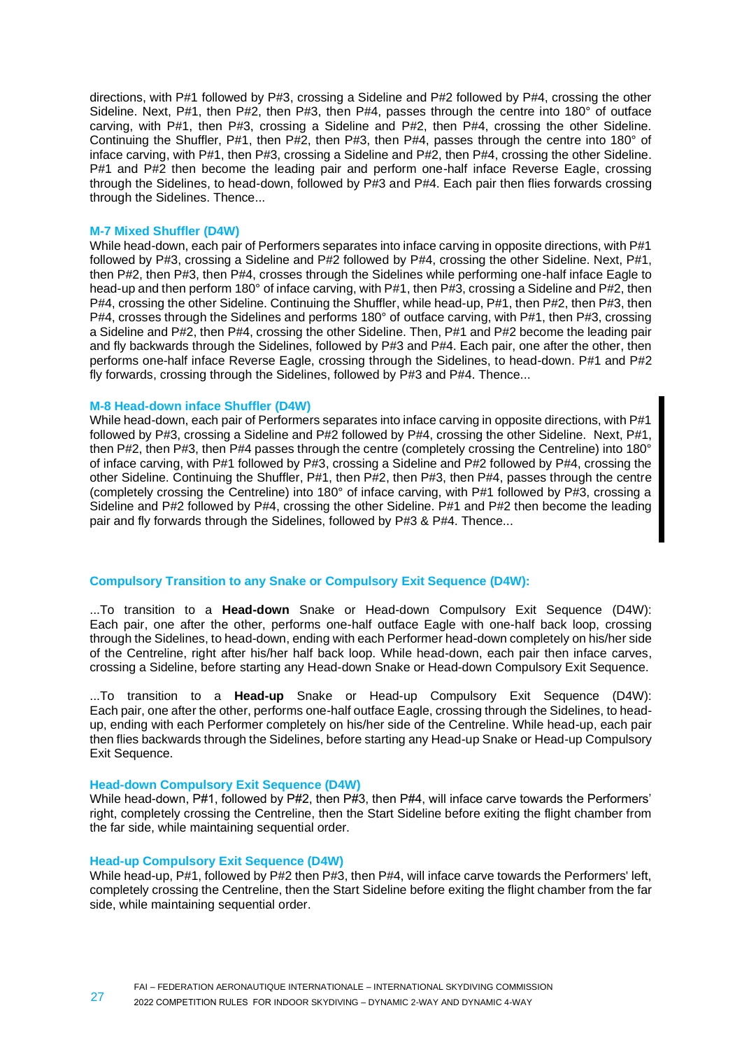directions, with P#1 followed by P#3, crossing a Sideline and P#2 followed by P#4, crossing the other Sideline. Next, P#1, then P#2, then P#3, then P#4, passes through the centre into 180° of outface carving, with P#1, then P#3, crossing a Sideline and P#2, then P#4, crossing the other Sideline. Continuing the Shuffler, P#1, then P#2, then P#3, then P#4, passes through the centre into 180° of inface carving, with P#1, then P#3, crossing a Sideline and P#2, then P#4, crossing the other Sideline. P#1 and P#2 then become the leading pair and perform one-half inface Reverse Eagle, crossing through the Sidelines, to head-down, followed by P#3 and P#4. Each pair then flies forwards crossing through the Sidelines. Thence...

#### M-7 Mixed Shuffler (D4W)

While head-down, each pair of Performers separates into inface carving in opposite directions, with P#1 followed by P#3, crossing a Sideline and P#2 followed by P#4, crossing the other Sideline. Next, P#1, then P#2, then P#3, then P#4, crosses through the Sidelines while performing one-half inface Eagle to head-up and then perform 180° of inface carving, with P#1, then P#3, crossing a Sideline and P#2, then P#4, crossing the other Sideline. Continuing the Shuffler, while head-up, P#1, then P#2, then P#3, then P#4, crosses through the Sidelines and performs 180° of outface carving, with P#1, then P#3, crossing a Sideline and P#2, then P#4, crossing the other Sideline. Then, P#1 and P#2 become the leading pair and fly backwards through the Sidelines, followed by P#3 and P#4. Each pair, one after the other, then performs one-half inface Reverse Eagle, crossing through the Sidelines, to head-down. P#1 and P#2 fly forwards, crossing through the Sidelines, followed by P#3 and P#4. Thence...

#### M-8 Head-down inface Shuffler (D4W)

While head-down, each pair of Performers separates into inface carving in opposite directions, with P#1 followed by P#3, crossing a Sideline and P#2 followed by P#4, crossing the other Sideline. Next, P#1, then P#2, then P#3, then P#4 passes through the centre (completely crossing the Centreline) into 180° of inface carving, with P#1 followed by P#3, crossing a Sideline and P#2 followed by P#4, crossing the other Sideline. Continuing the Shuffler, P#1, then P#2, then P#3, then P#4, passes through the centre (completely crossing the Centreline) into 180° of inface carving, with P#1 followed by P#3, crossing a Sideline and P#2 followed by P#4, crossing the other Sideline. P#1 and P#2 then become the leading pair and fly forwards through the Sidelines, followed by P#3 & P#4. Thence...

### Compulsory Transition to any Snake or Compulsory Exit Sequence (D4W):

...To transition to a **Head-down** Snake or Head-down Compulsory Exit Sequence (D4W): Each pair, one after the other, performs one-half outface Eagle with one-half back loop, crossing through the Sidelines, to head-down, ending with each Performer head-down completely on his/her side of the Centreline, right after his/her half back loop. While head-down, each pair then inface carves, crossing a Sideline, before starting any Head-down Snake or Head-down Compulsory Exit Sequence.

...To transition to a **Head-up** Snake or Head-up Compulsory Exit Sequence (D4W): Each pair, one after the other, performs one-half outface Eagle, crossing through the Sidelines, to head-up, ending with each Performer completely on his/her side of the Centreline. While head-up, each pair then flies backwards through the Sidelines, before starting any Head-up Snake or Head-up Compulsory Exit Sequence.

#### Head-down Compulsory Exit Sequence (D4W)

While head-down, P#1, followed by P#2, then P#3, then P#4, will inface carve towards the Performers' right, completely crossing the Centreline, then the Start Sideline before exiting the flight chamber from the far side, while maintaining sequential order.

#### Head-up Compulsory Exit Sequence (D4W)

While head-up, P#1, followed by P#2 then P#3, then P#4, will inface carve towards the Performers' left, completely crossing the Centreline, then the Start Sideline before exiting the flight chamber from the far side, while maintaining sequential order.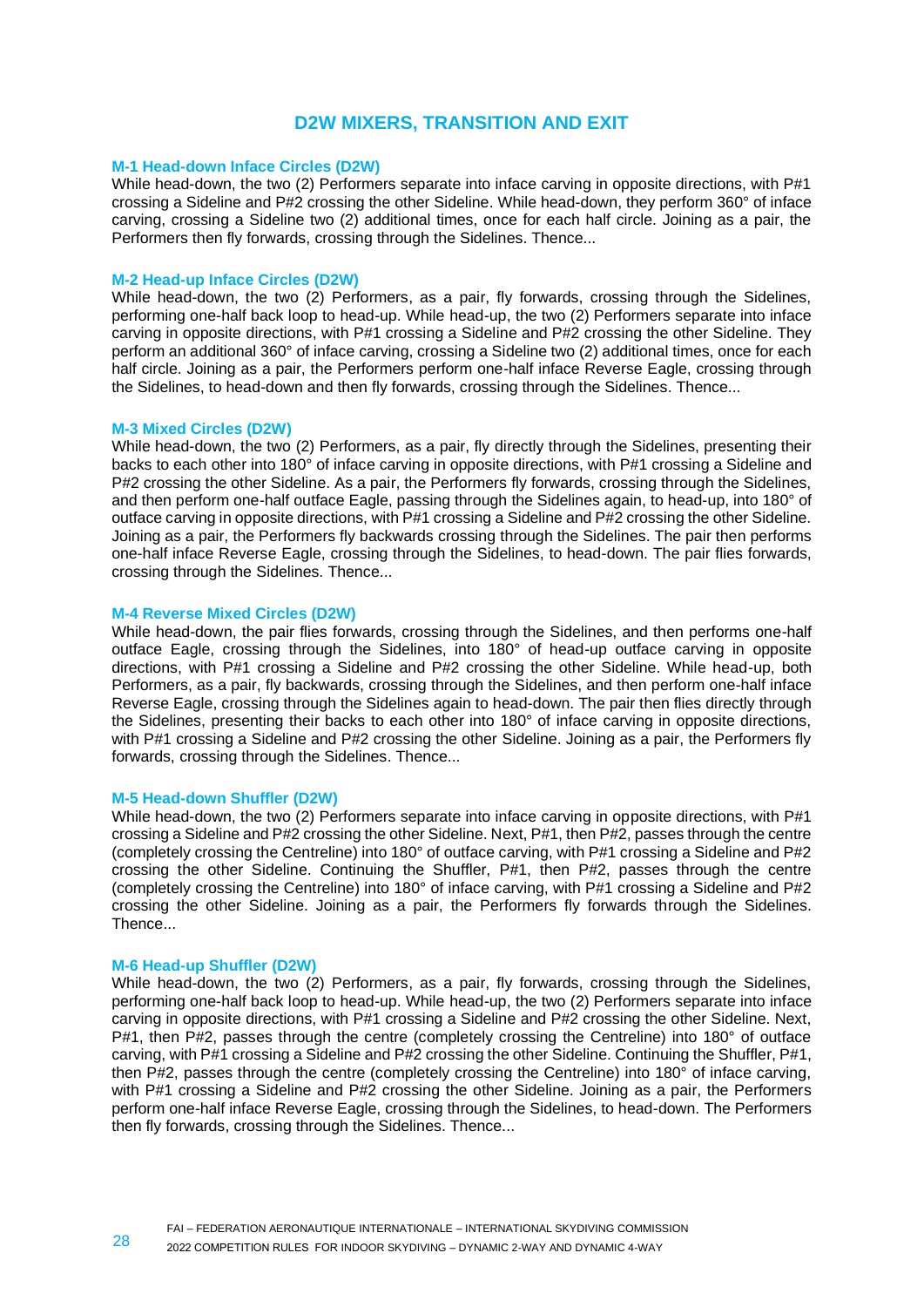## D2W MIXERS, TRANSITION AND EXIT

### M-1 Head-down Inface Circles (D2W)

While head-down, the two (2) Performers separate into inface carving in opposite directions, with P#1 crossing a Sideline and P#2 crossing the other Sideline. While head-down, they perform 360° of inface carving, crossing a Sideline two (2) additional times, once for each half circle. Joining as a pair, the Performers then fly forwards, crossing through the Sidelines. Thence...

### M-2 Head-up Inface Circles (D2W)

While head-down, the two (2) Performers, as a pair, fly forwards, crossing through the Sidelines, performing one-half back loop to head-up. While head-up, the two (2) Performers separate into inface carving in opposite directions, with P#1 crossing a Sideline and P#2 crossing the other Sideline. They perform an additional 360° of inface carving, crossing a Sideline two (2) additional times, once for each half circle. Joining as a pair, the Performers perform one-half inface Reverse Eagle, crossing through the Sidelines, to head-down and then fly forwards, crossing through the Sidelines. Thence...

### M-3 Mixed Circles (D2W)

While head-down, the two (2) Performers, as a pair, fly directly through the Sidelines, presenting their backs to each other into 180° of inface carving in opposite directions, with P#1 crossing a Sideline and P#2 crossing the other Sideline. As a pair, the Performers fly forwards, crossing through the Sidelines, and then perform one-half outface Eagle, passing through the Sidelines again, to head-up, into 180° of outface carving in opposite directions, with P#1 crossing a Sideline and P#2 crossing the other Sideline. Joining as a pair, the Performers fly backwards crossing through the Sidelines. The pair then performs one-half inface Reverse Eagle, crossing through the Sidelines, to head-down. The pair flies forwards, crossing through the Sidelines. Thence...

### M-4 Reverse Mixed Circles (D2W)

While head-down, the pair flies forwards, crossing through the Sidelines, and then performs one-half outface Eagle, crossing through the Sidelines, into 180° of head-up outface carving in opposite directions, with P#1 crossing a Sideline and P#2 crossing the other Sideline. While head-up, both Performers, as a pair, fly backwards, crossing through the Sidelines, and then perform one-half inface Reverse Eagle, crossing through the Sidelines again to head-down. The pair then flies directly through the Sidelines, presenting their backs to each other into 180° of inface carving in opposite directions, with P#1 crossing a Sideline and P#2 crossing the other Sideline. Joining as a pair, the Performers fly forwards, crossing through the Sidelines. Thence...

### M-5 Head-down Shuffler (D2W)

While head-down, the two (2) Performers separate into inface carving in opposite directions, with P#1 crossing a Sideline and P#2 crossing the other Sideline. Next, P#1, then P#2, passes through the centre (completely crossing the Centreline) into 180° of outface carving, with P#1 crossing a Sideline and P#2 crossing the other Sideline. Continuing the Shuffler, P#1, then P#2, passes through the centre (completely crossing the Centreline) into 180° of inface carving, with P#1 crossing a Sideline and P#2 crossing the other Sideline. Joining as a pair, the Performers fly forwards through the Sidelines. Thence...

### M-6 Head-up Shuffler (D2W)

While head-down, the two (2) Performers, as a pair, fly forwards, crossing through the Sidelines, performing one-half back loop to head-up. While head-up, the two (2) Performers separate into inface carving in opposite directions, with P#1 crossing a Sideline and P#2 crossing the other Sideline. Next, P#1, then P#2, passes through the centre (completely crossing the Centreline) into 180° of outface carving, with P#1 crossing a Sideline and P#2 crossing the other Sideline. Continuing the Shuffler, P#1, then P#2, passes through the centre (completely crossing the Centreline) into 180° of inface carving, with P#1 crossing a Sideline and P#2 crossing the other Sideline. Joining as a pair, the Performers perform one-half inface Reverse Eagle, crossing through the Sidelines, to head-down. The Performers then fly forwards, crossing through the Sidelines. Thence...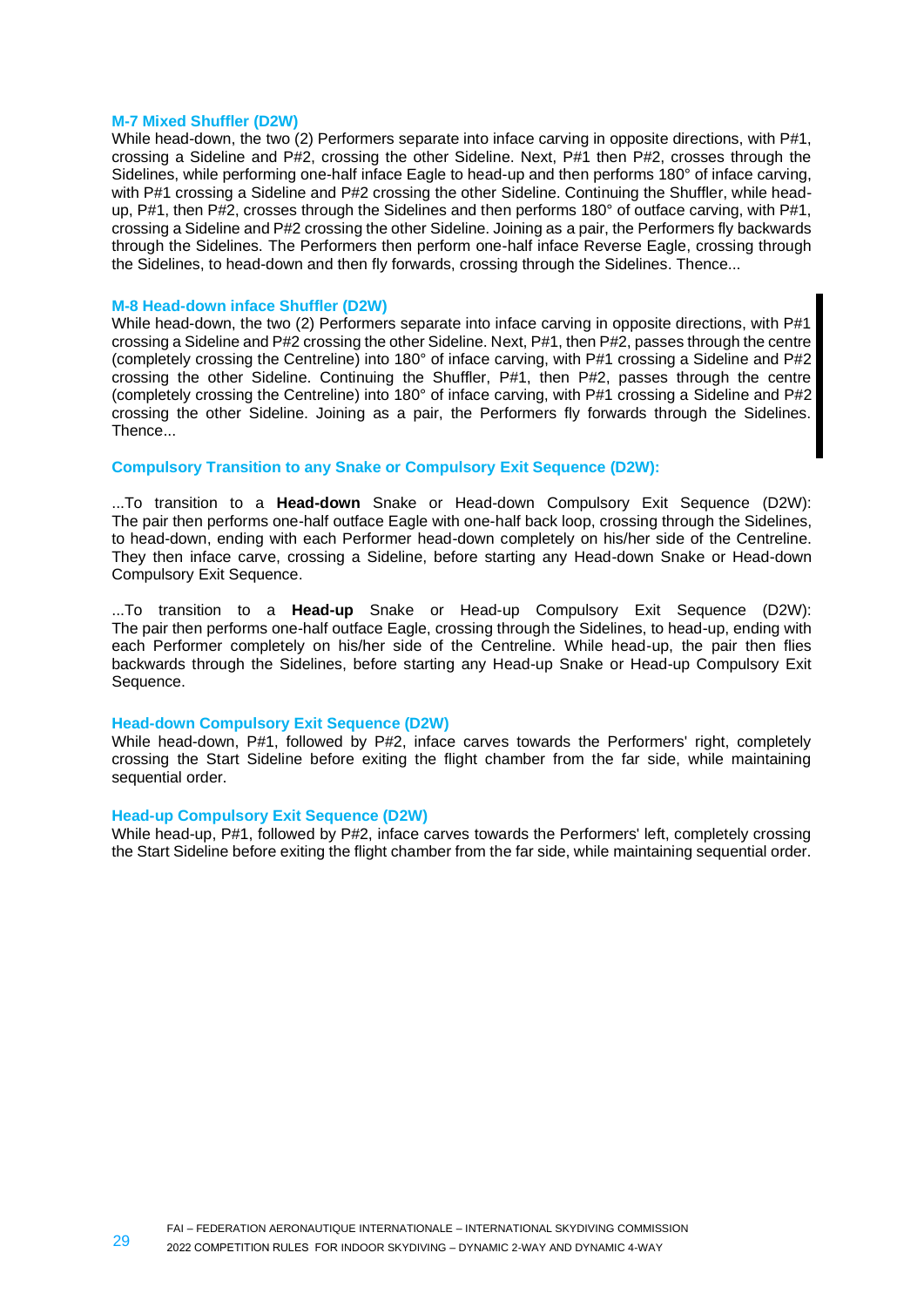### M-7 Mixed Shuffler (D2W)

While head-down, the two (2) Performers separate into inface carving in opposite directions, with P#1, crossing a Sideline and P#2, crossing the other Sideline. Next, P#1 then P#2, crosses through the Sidelines, while performing one-half inface Eagle to head-up and then performs 180° of inface carving, with P#1 crossing a Sideline and P#2 crossing the other Sideline. Continuing the Shuffler, while head-up, P#1, then P#2, crosses through the Sidelines and then performs 180° of outface carving, with P#1, crossing a Sideline and P#2 crossing the other Sideline. Joining as a pair, the Performers fly backwards through the Sidelines. The Performers then perform one-half inface Reverse Eagle, crossing through the Sidelines, to head-down and then fly forwards, crossing through the Sidelines. Thence...

### M-8 Head-down inface Shuffler (D2W)

While head-down, the two (2) Performers separate into inface carving in opposite directions, with P#1 crossing a Sideline and P#2 crossing the other Sideline. Next, P#1, then P#2, passes through the centre (completely crossing the Centreline) into 180° of inface carving, with P#1 crossing a Sideline and P#2 crossing the other Sideline. Continuing the Shuffler, P#1, then P#2, passes through the centre (completely crossing the Centreline) into 180° of inface carving, with P#1 crossing a Sideline and P#2 crossing the other Sideline. Joining as a pair, the Performers fly forwards through the Sidelines. Thence...

### Compulsory Transition to any Snake or Compulsory Exit Sequence (D2W):

...To transition to a **Head-down** Snake or Head-down Compulsory Exit Sequence (D2W): The pair then performs one-half outface Eagle with one-half back loop, crossing through the Sidelines, to head-down, ending with each Performer head-down completely on his/her side of the Centreline. They then inface carve, crossing a Sideline, before starting any Head-down Snake or Head-down Compulsory Exit Sequence.

...To transition to a **Head-up** Snake or Head-up Compulsory Exit Sequence (D2W): The pair then performs one-half outface Eagle, crossing through the Sidelines, to head-up, ending with each Performer completely on his/her side of the Centreline. While head-up, the pair then flies backwards through the Sidelines, before starting any Head-up Snake or Head-up Compulsory Exit Sequence.

### Head-down Compulsory Exit Sequence (D2W)

While head-down, P#1, followed by P#2, inface carves towards the Performers' right, completely crossing the Start Sideline before exiting the flight chamber from the far side, while maintaining sequential order.

### Head-up Compulsory Exit Sequence (D2W)

While head-up, P#1, followed by P#2, inface carves towards the Performers' left, completely crossing the Start Sideline before exiting the flight chamber from the far side, while maintaining sequential order.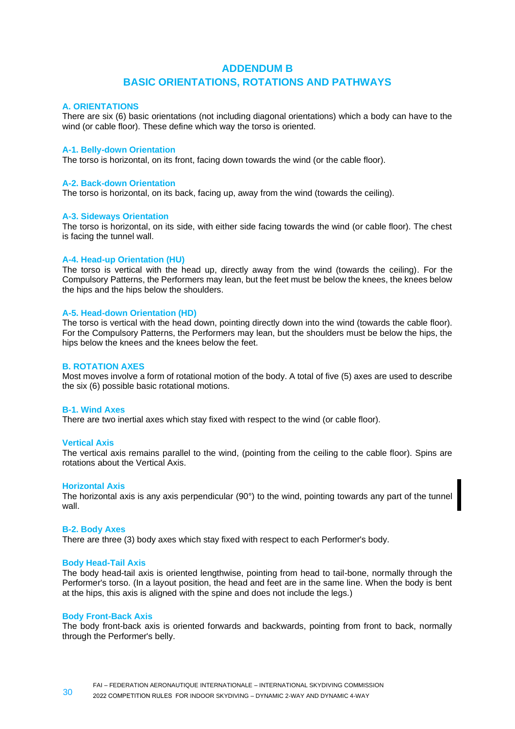# ADDENDUM B
# BASIC ORIENTATIONS, ROTATIONS AND PATHWAYS

## A. ORIENTATIONS

There are six (6) basic orientations (not including diagonal orientations) which a body can have to the wind (or cable floor). These define which way the torso is oriented.

### A-1. Belly-down Orientation

The torso is horizontal, on its front, facing down towards the wind (or the cable floor).

### A-2. Back-down Orientation

The torso is horizontal, on its back, facing up, away from the wind (towards the ceiling).

### A-3. Sideways Orientation

The torso is horizontal, on its side, with either side facing towards the wind (or cable floor). The chest is facing the tunnel wall.

### A-4. Head-up Orientation (HU)

The torso is vertical with the head up, directly away from the wind (towards the ceiling). For the Compulsory Patterns, the Performers may lean, but the feet must be below the knees, the knees below the hips and the hips below the shoulders.

### A-5. Head-down Orientation (HD)

The torso is vertical with the head down, pointing directly down into the wind (towards the cable floor). For the Compulsory Patterns, the Performers may lean, but the shoulders must be below the hips, the hips below the knees and the knees below the feet.

## B. ROTATION AXES

Most moves involve a form of rotational motion of the body. A total of five (5) axes are used to describe the six (6) possible basic rotational motions.

### B-1. Wind Axes

There are two inertial axes which stay fixed with respect to the wind (or cable floor).

#### Vertical Axis

The vertical axis remains parallel to the wind, (pointing from the ceiling to the cable floor). Spins are rotations about the Vertical Axis.

#### Horizontal Axis

The horizontal axis is any axis perpendicular (90°) to the wind, pointing towards any part of the tunnel wall.

### B-2. Body Axes

There are three (3) body axes which stay fixed with respect to each Performer's body.

#### Body Head-Tail Axis

The body head-tail axis is oriented lengthwise, pointing from head to tail-bone, normally through the Performer's torso. (In a layout position, the head and feet are in the same line. When the body is bent at the hips, this axis is aligned with the spine and does not include the legs.)

#### Body Front-Back Axis

The body front-back axis is oriented forwards and backwards, pointing from front to back, normally through the Performer's belly.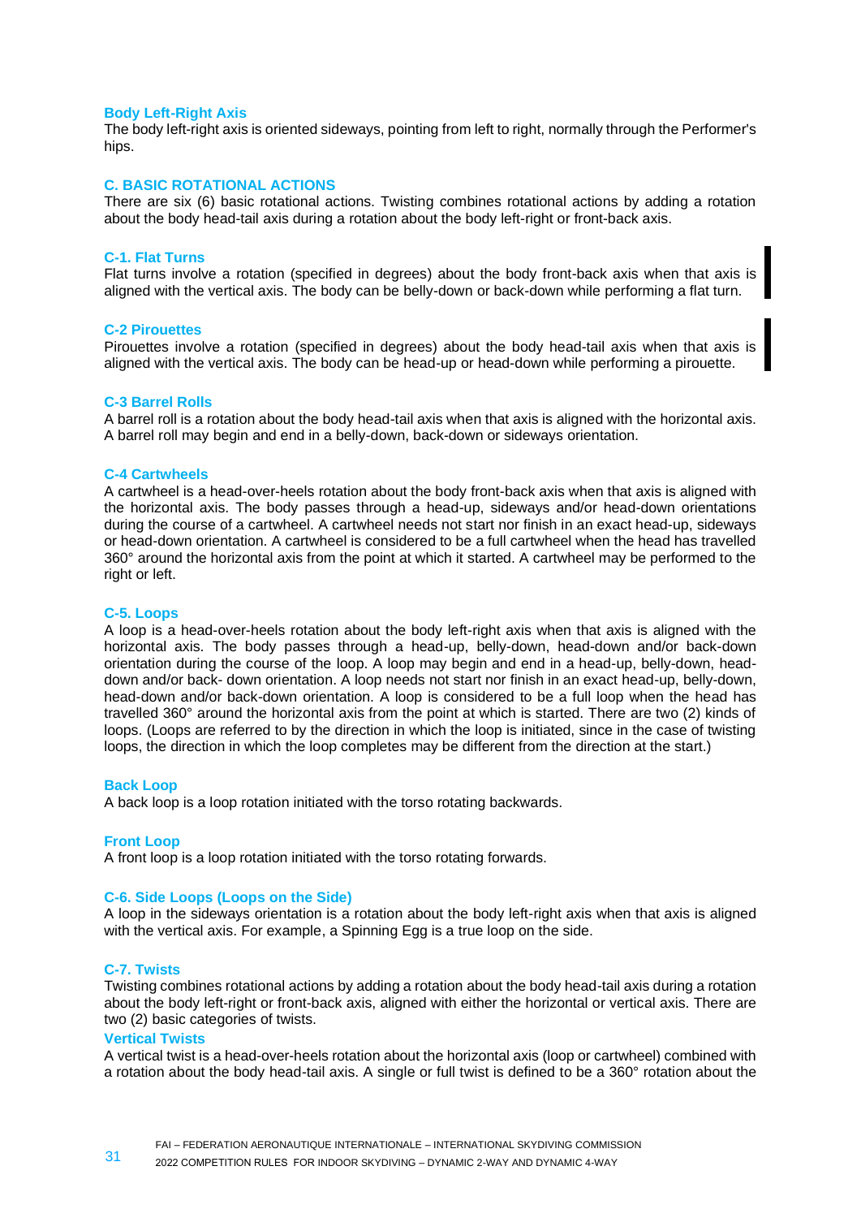### Body Left-Right Axis

The body left-right axis is oriented sideways, pointing from left to right, normally through the Performer's hips.

## C. BASIC ROTATIONAL ACTIONS

There are six (6) basic rotational actions. Twisting combines rotational actions by adding a rotation about the body head-tail axis during a rotation about the body left-right or front-back axis.

### C-1. Flat Turns

Flat turns involve a rotation (specified in degrees) about the body front-back axis when that axis is aligned with the vertical axis. The body can be belly-down or back-down while performing a flat turn.

### C-2 Pirouettes

Pirouettes involve a rotation (specified in degrees) about the body head-tail axis when that axis is aligned with the vertical axis. The body can be head-up or head-down while performing a pirouette.

### C-3 Barrel Rolls

A barrel roll is a rotation about the body head-tail axis when that axis is aligned with the horizontal axis. A barrel roll may begin and end in a belly-down, back-down or sideways orientation.

### C-4 Cartwheels

A cartwheel is a head-over-heels rotation about the body front-back axis when that axis is aligned with the horizontal axis. The body passes through a head-up, sideways and/or head-down orientations during the course of a cartwheel. A cartwheel needs not start nor finish in an exact head-up, sideways or head-down orientation. A cartwheel is considered to be a full cartwheel when the head has travelled 360° around the horizontal axis from the point at which it started. A cartwheel may be performed to the right or left.

### C-5. Loops

A loop is a head-over-heels rotation about the body left-right axis when that axis is aligned with the horizontal axis. The body passes through a head-up, belly-down, head-down and/or back-down orientation during the course of the loop. A loop may begin and end in a head-up, belly-down, head-down and/or back- down orientation. A loop needs not start nor finish in an exact head-up, belly-down, head-down and/or back-down orientation. A loop is considered to be a full loop when the head has travelled 360° around the horizontal axis from the point at which is started. There are two (2) kinds of loops. (Loops are referred to by the direction in which the loop is initiated, since in the case of twisting loops, the direction in which the loop completes may be different from the direction at the start.)

#### Back Loop

A back loop is a loop rotation initiated with the torso rotating backwards.

#### Front Loop

A front loop is a loop rotation initiated with the torso rotating forwards.

### C-6. Side Loops (Loops on the Side)

A loop in the sideways orientation is a rotation about the body left-right axis when that axis is aligned with the vertical axis. For example, a Spinning Egg is a true loop on the side.

### C-7. Twists

Twisting combines rotational actions by adding a rotation about the body head-tail axis during a rotation about the body left-right or front-back axis, aligned with either the horizontal or vertical axis. There are two (2) basic categories of twists.

#### Vertical Twists

A vertical twist is a head-over-heels rotation about the horizontal axis (loop or cartwheel) combined with a rotation about the body head-tail axis. A single or full twist is defined to be a 360° rotation about the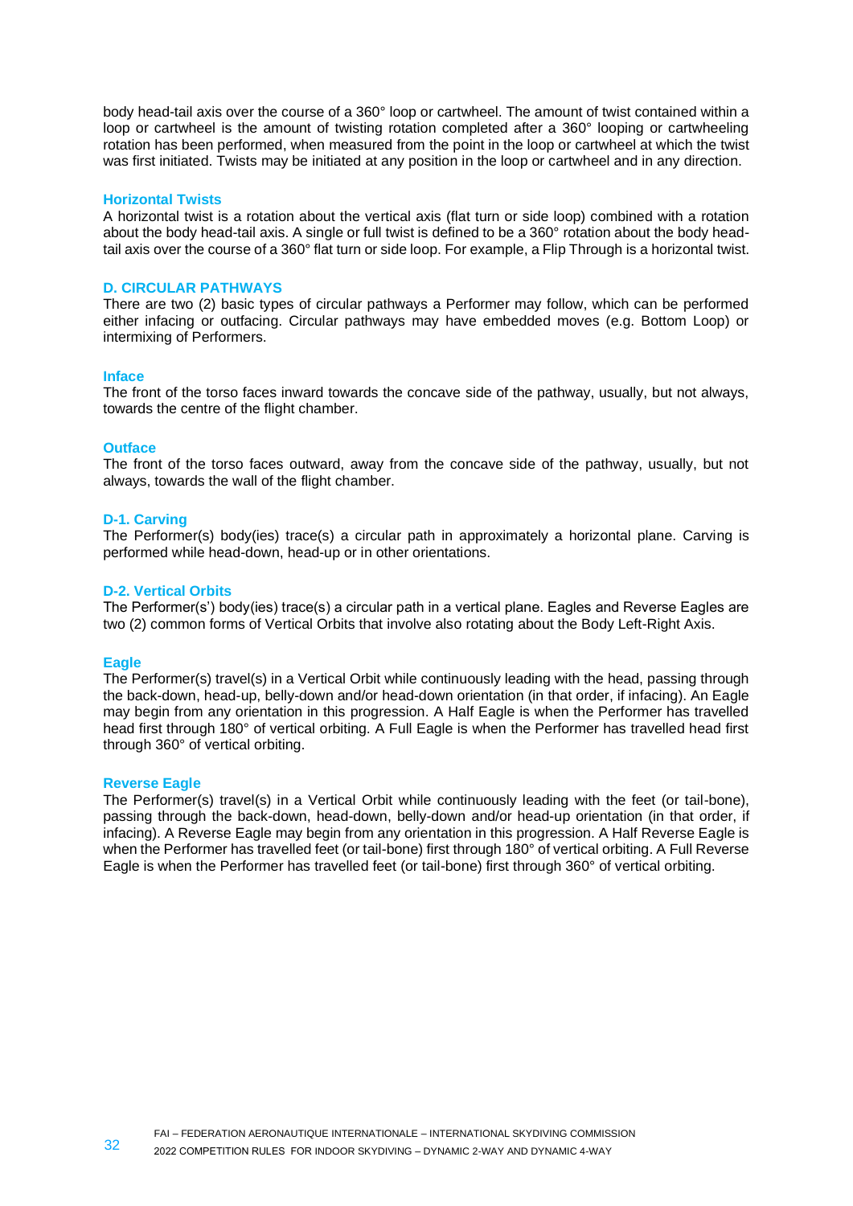body head-tail axis over the course of a 360° loop or cartwheel. The amount of twist contained within a loop or cartwheel is the amount of twisting rotation completed after a 360° looping or cartwheeling rotation has been performed, when measured from the point in the loop or cartwheel at which the twist was first initiated. Twists may be initiated at any position in the loop or cartwheel and in any direction.

#### Horizontal Twists

A horizontal twist is a rotation about the vertical axis (flat turn or side loop) combined with a rotation about the body head-tail axis. A single or full twist is defined to be a 360° rotation about the body head-tail axis over the course of a 360° flat turn or side loop. For example, a Flip Through is a horizontal twist.

### D. CIRCULAR PATHWAYS

There are two (2) basic types of circular pathways a Performer may follow, which can be performed either infacing or outfacing. Circular pathways may have embedded moves (e.g. Bottom Loop) or intermixing of Performers.

#### Inface

The front of the torso faces inward towards the concave side of the pathway, usually, but not always, towards the centre of the flight chamber.

#### Outface

The front of the torso faces outward, away from the concave side of the pathway, usually, but not always, towards the wall of the flight chamber.

#### D-1. Carving

The Performer(s) body(ies) trace(s) a circular path in approximately a horizontal plane. Carving is performed while head-down, head-up or in other orientations.

#### D-2. Vertical Orbits

The Performer(s') body(ies) trace(s) a circular path in a vertical plane. Eagles and Reverse Eagles are two (2) common forms of Vertical Orbits that involve also rotating about the Body Left-Right Axis.

#### Eagle

The Performer(s) travel(s) in a Vertical Orbit while continuously leading with the head, passing through the back-down, head-up, belly-down and/or head-down orientation (in that order, if infacing). An Eagle may begin from any orientation in this progression. A Half Eagle is when the Performer has travelled head first through 180° of vertical orbiting. A Full Eagle is when the Performer has travelled head first through 360° of vertical orbiting.

#### Reverse Eagle

The Performer(s) travel(s) in a Vertical Orbit while continuously leading with the feet (or tail-bone), passing through the back-down, head-down, belly-down and/or head-up orientation (in that order, if infacing). A Reverse Eagle may begin from any orientation in this progression. A Half Reverse Eagle is when the Performer has travelled feet (or tail-bone) first through 180° of vertical orbiting. A Full Reverse Eagle is when the Performer has travelled feet (or tail-bone) first through 360° of vertical orbiting.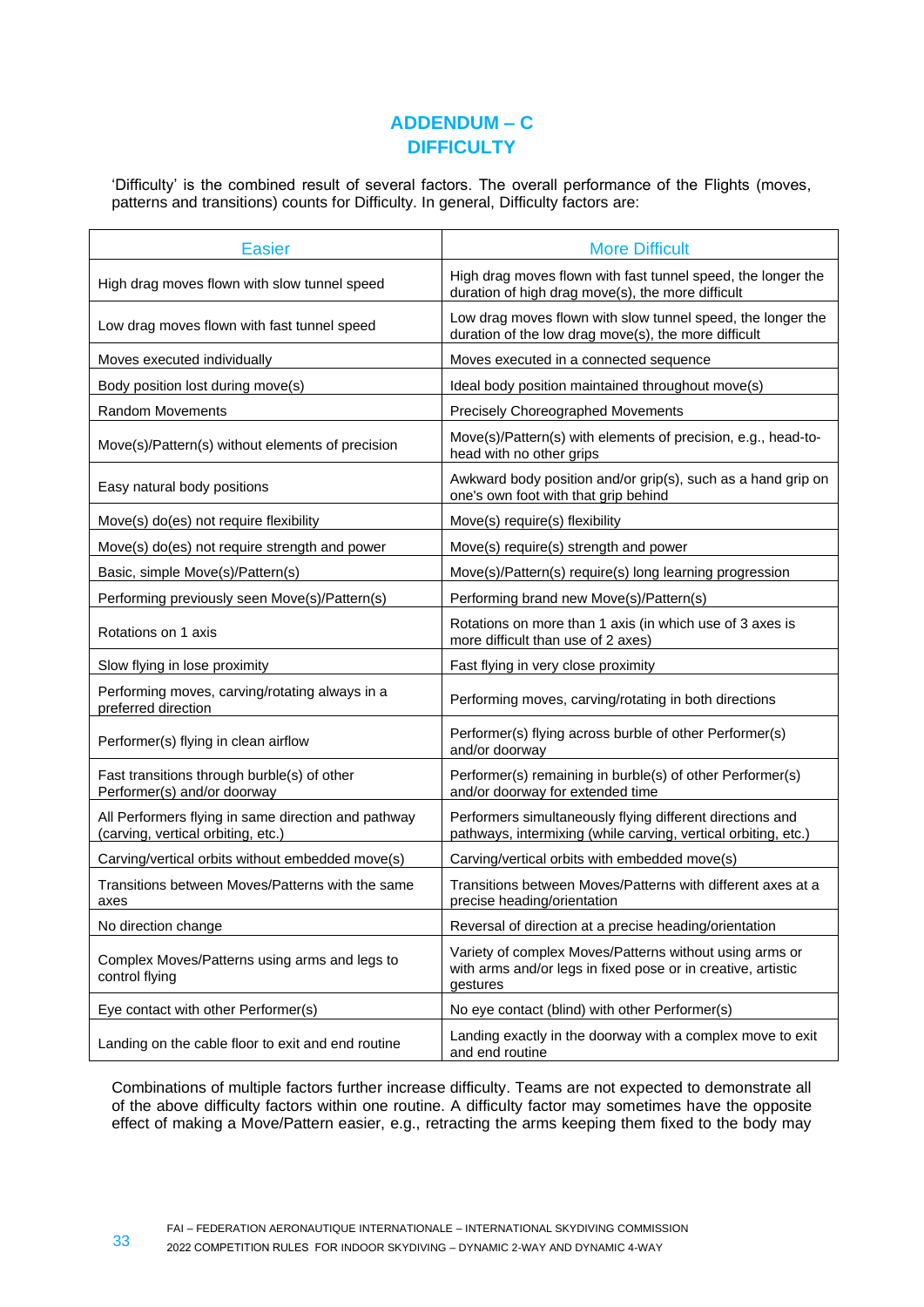# ADDENDUM – C
# DIFFICULTY

'Difficulty' is the combined result of several factors. The overall performance of the Flights (moves, patterns and transitions) counts for Difficulty. In general, Difficulty factors are:

| Easier | More Difficult |
|---|---|
| High drag moves flown with slow tunnel speed | High drag moves flown with fast tunnel speed, the longer the duration of high drag move(s), the more difficult |
| Low drag moves flown with fast tunnel speed | Low drag moves flown with slow tunnel speed, the longer the duration of the low drag move(s), the more difficult |
| Moves executed individually | Moves executed in a connected sequence |
| Body position lost during move(s) | Ideal body position maintained throughout move(s) |
| Random Movements | Precisely Choreographed Movements |
| Move(s)/Pattern(s) without elements of precision | Move(s)/Pattern(s) with elements of precision, e.g., head-to-head with no other grips |
| Easy natural body positions | Awkward body position and/or grip(s), such as a hand grip on one's own foot with that grip behind |
| Move(s) do(es) not require flexibility | Move(s) require(s) flexibility |
| Move(s) do(es) not require strength and power | Move(s) require(s) strength and power |
| Basic, simple Move(s)/Pattern(s) | Move(s)/Pattern(s) require(s) long learning progression |
| Performing previously seen Move(s)/Pattern(s) | Performing brand new Move(s)/Pattern(s) |
| Rotations on 1 axis | Rotations on more than 1 axis (in which use of 3 axes is more difficult than use of 2 axes) |
| Slow flying in lose proximity | Fast flying in very close proximity |
| Performing moves, carving/rotating always in a preferred direction | Performing moves, carving/rotating in both directions |
| Performer(s) flying in clean airflow | Performer(s) flying across burble of other Performer(s) and/or doorway |
| Fast transitions through burble(s) of other Performer(s) and/or doorway | Performer(s) remaining in burble(s) of other Performer(s) and/or doorway for extended time |
| All Performers flying in same direction and pathway (carving, vertical orbiting, etc.) | Performers simultaneously flying different directions and pathways, intermixing (while carving, vertical orbiting, etc.) |
| Carving/vertical orbits without embedded move(s) | Carving/vertical orbits with embedded move(s) |
| Transitions between Moves/Patterns with the same axes | Transitions between Moves/Patterns with different axes at a precise heading/orientation |
| No direction change | Reversal of direction at a precise heading/orientation |
| Complex Moves/Patterns using arms and legs to control flying | Variety of complex Moves/Patterns without using arms or with arms and/or legs in fixed pose or in creative, artistic gestures |
| Eye contact with other Performer(s) | No eye contact (blind) with other Performer(s) |
| Landing on the cable floor to exit and end routine | Landing exactly in the doorway with a complex move to exit and end routine |

Combinations of multiple factors further increase difficulty. Teams are not expected to demonstrate all of the above difficulty factors within one routine. A difficulty factor may sometimes have the opposite effect of making a Move/Pattern easier, e.g., retracting the arms keeping them fixed to the body may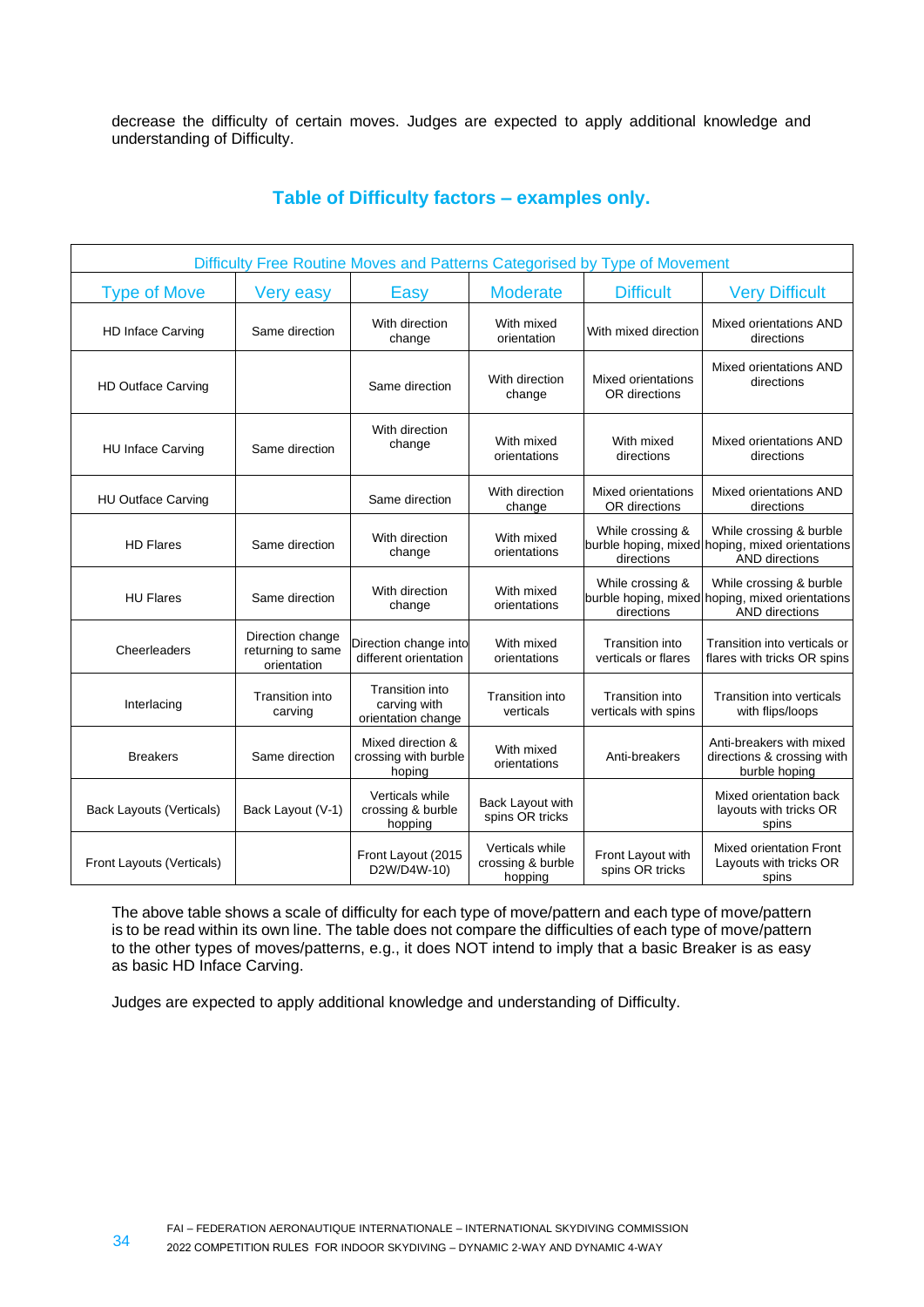decrease the difficulty of certain moves. Judges are expected to apply additional knowledge and understanding of Difficulty.

## Table of Difficulty factors – examples only.

| Difficulty Free Routine Moves and Patterns Categorised by Type of Movement | | | | | |
|---|---|---|---|---|---|
| **Type of Move** | **Very easy** | **Easy** | **Moderate** | **Difficult** | **Very Difficult** |
| HD Inface Carving | Same direction | With direction change | With mixed orientation | With mixed direction | Mixed orientations AND directions |
| HD Outface Carving | | Same direction | With direction change | Mixed orientations OR directions | Mixed orientations AND directions |
| HU Inface Carving | Same direction | With direction change | With mixed orientations | With mixed directions | Mixed orientations AND directions |
| HU Outface Carving | | Same direction | With direction change | Mixed orientations OR directions | Mixed orientations AND directions |
| HD Flares | Same direction | With direction change | With mixed orientations | While crossing & burble hoping, mixed directions | While crossing & burble hoping, mixed orientations AND directions |
| HU Flares | Same direction | With direction change | With mixed orientations | While crossing & burble hoping, mixed directions | While crossing & burble hoping, mixed orientations AND directions |
| Cheerleaders | Direction change returning to same orientation | Direction change into different orientation | With mixed orientations | Transition into verticals or flares | Transition into verticals or flares with tricks OR spins |
| Interlacing | Transition into carving | Transition into carving with orientation change | Transition into verticals | Transition into verticals with spins | Transition into verticals with flips/loops |
| Breakers | Same direction | Mixed direction & crossing with burble hoping | With mixed orientations | Anti-breakers | Anti-breakers with mixed directions & crossing with burble hoping |
| Back Layouts (Verticals) | Back Layout (V-1) | Verticals while crossing & burble hopping | Back Layout with spins OR tricks | | Mixed orientation back layouts with tricks OR spins |
| Front Layouts (Verticals) | | Front Layout (2015 D2W/D4W-10) | Verticals while crossing & burble hopping | Front Layout with spins OR tricks | Mixed orientation Front Layouts with tricks OR spins |

The above table shows a scale of difficulty for each type of move/pattern and each type of move/pattern is to be read within its own line. The table does not compare the difficulties of each type of move/pattern to the other types of moves/patterns, e.g., it does NOT intend to imply that a basic Breaker is as easy as basic HD Inface Carving.

Judges are expected to apply additional knowledge and understanding of Difficulty.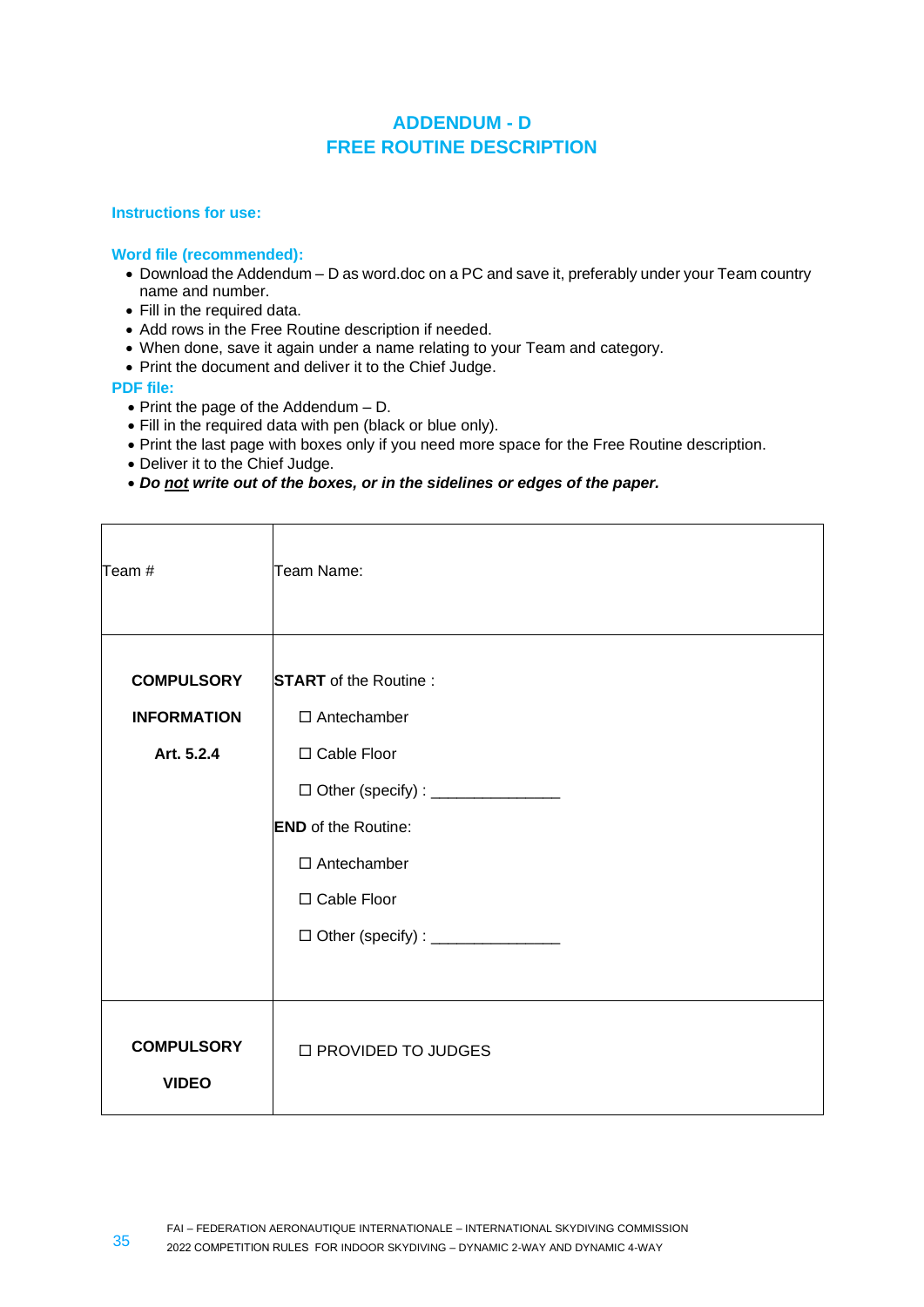# ADDENDUM - D
# FREE ROUTINE DESCRIPTION

**Instructions for use:**

**Word file (recommended):**

- Download the Addendum – D as word.doc on a PC and save it, preferably under your Team country name and number.
- Fill in the required data.
- Add rows in the Free Routine description if needed.
- When done, save it again under a name relating to your Team and category.
- Print the document and deliver it to the Chief Judge.

**PDF file:**

- Print the page of the Addendum – D.
- Fill in the required data with pen (black or blue only).
- Print the last page with boxes only if you need more space for the Free Routine description.
- Deliver it to the Chief Judge.
- ***Do <u>not</u> write out of the boxes, or in the sidelines or edges of the paper.***

| Team # | Team Name: |
|---|---|
| **COMPULSORY INFORMATION Art. 5.2.4** | **START** of the Routine :<br>☐ Antechamber<br>☐ Cable Floor<br>☐ Other (specify) : _______________<br>**END** of the Routine:<br>☐ Antechamber<br>☐ Cable Floor<br>☐ Other (specify) : _______________ |
| **COMPULSORY VIDEO** | ☐ PROVIDED TO JUDGES |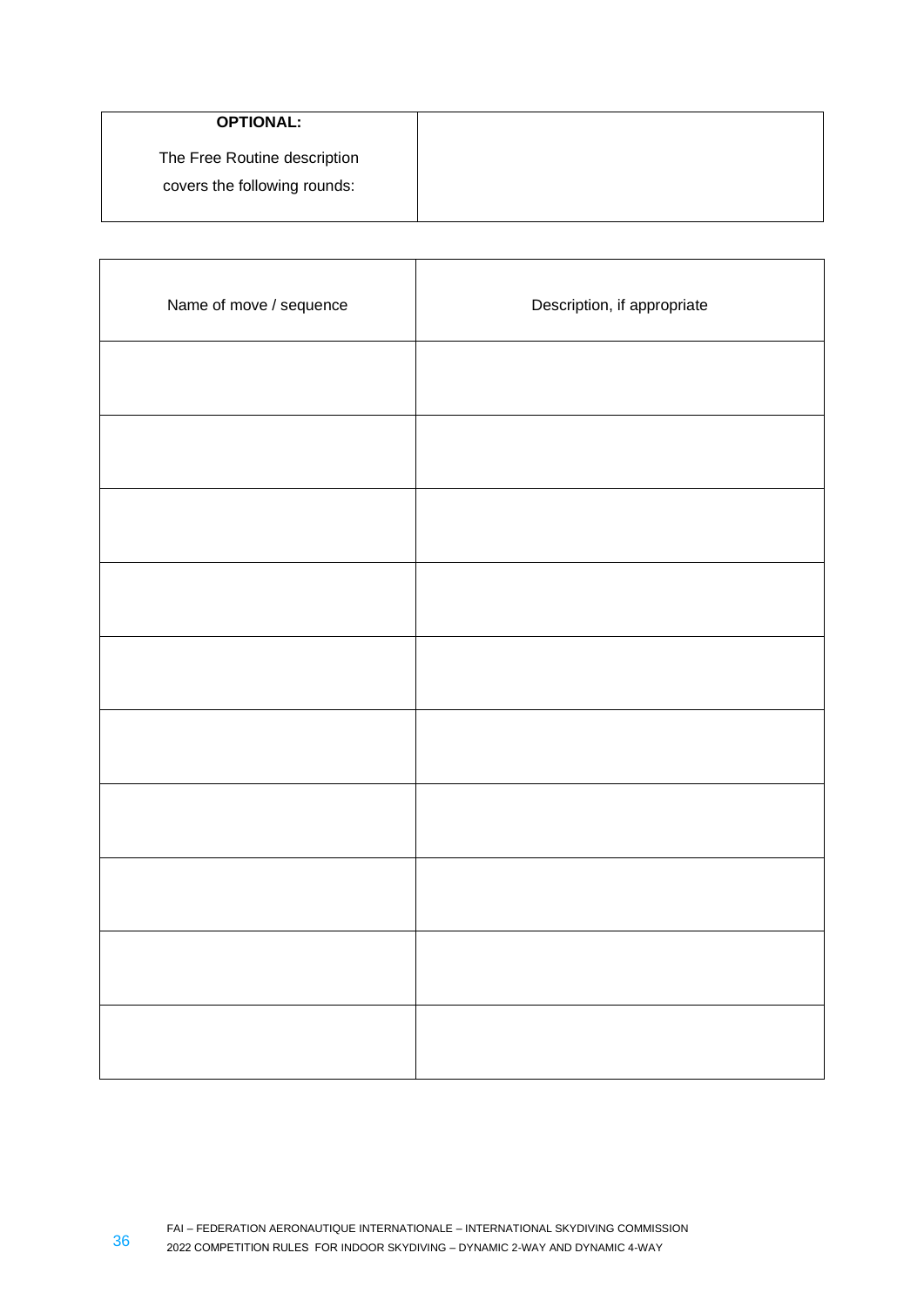| **OPTIONAL:**<br>The Free Routine description covers the following rounds: | |
|---|---|

| Name of move / sequence | Description, if appropriate |
|---|---|
| | |
| | |
| | |
| | |
| | |
| | |
| | |
| | |
| | |
| | |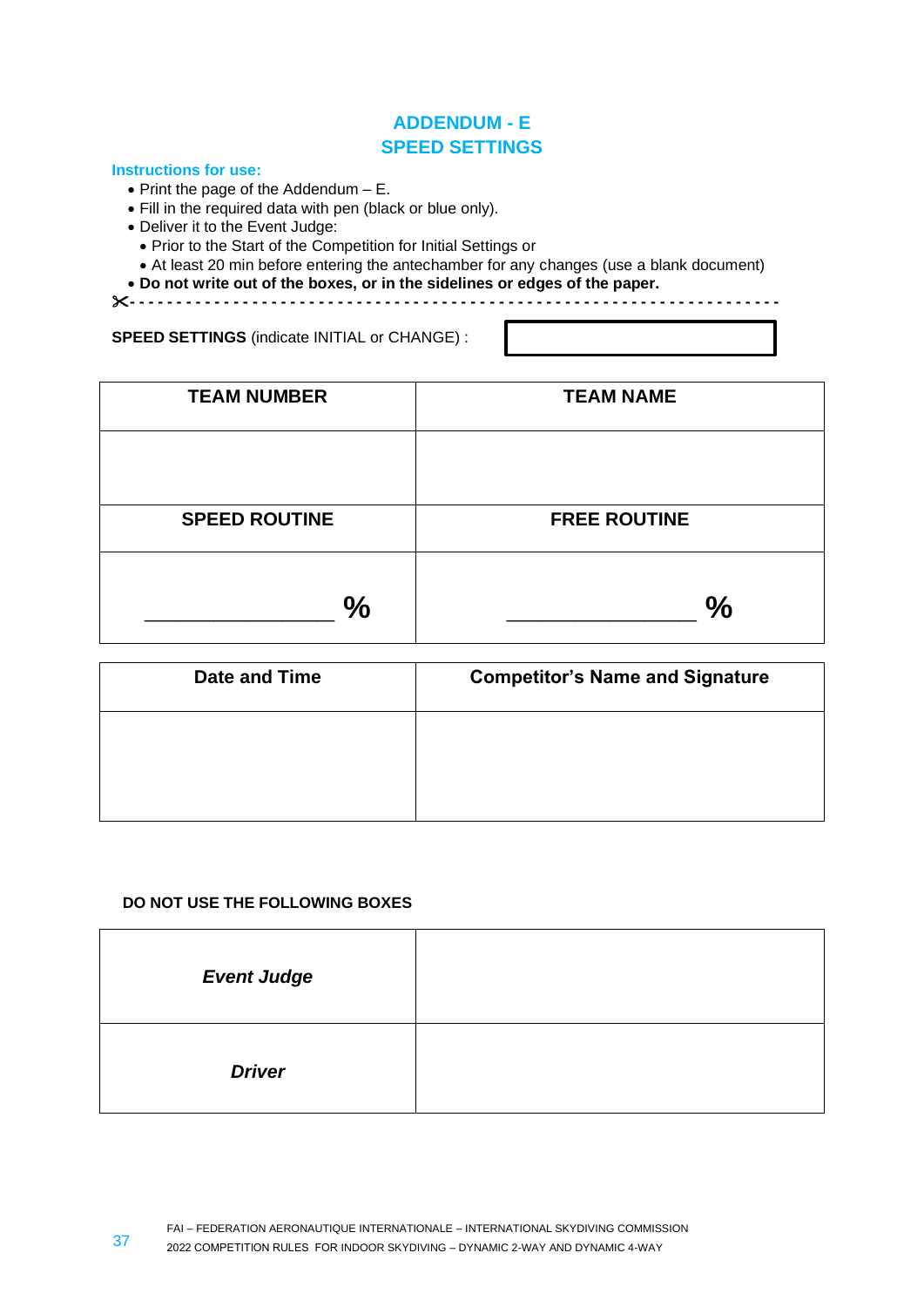## ADDENDUM - E
## SPEED SETTINGS

**Instructions for use:**

- Print the page of the Addendum – E.
- Fill in the required data with pen (black or blue only).
- Deliver it to the Event Judge:
  - Prior to the Start of the Competition for Initial Settings or
  - At least 20 min before entering the antechamber for any changes (use a blank document)
- **Do not write out of the boxes, or in the sidelines or edges of the paper.**

✂- - - - - - - - - - - - - - - - - - - - - - - - - - - - - - - - - - - - - - - - - - - - - - - - - - - - - - - - - - - -

**SPEED SETTINGS** (indicate INITIAL or CHANGE) : 

| TEAM NUMBER | TEAM NAME |
|---|---|
| | |
| **SPEED ROUTINE** | **FREE ROUTINE** |
| _______________ **%** | _______________ **%** |

| Date and Time | Competitor's Name and Signature |
|---|---|
| | |

**DO NOT USE THE FOLLOWING BOXES**

| | |
|---|---|
| ***Event Judge*** | |
| ***Driver*** | |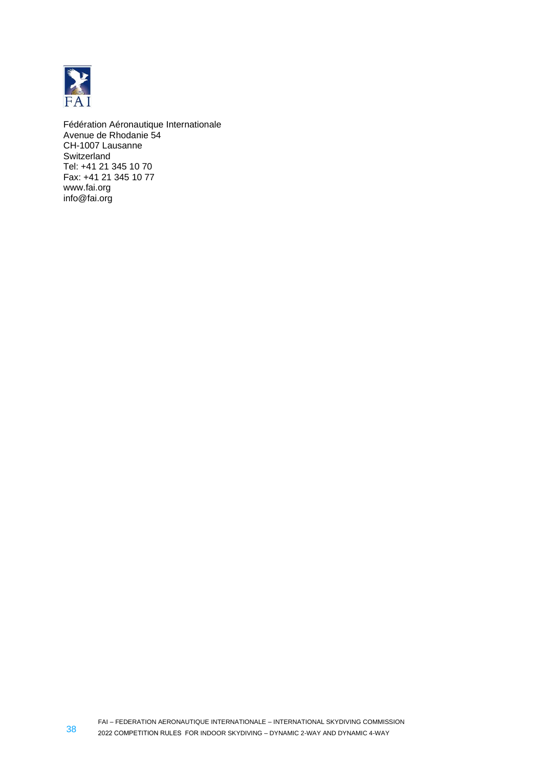Fédération Aéronautique Internationale
Avenue de Rhodanie 54
CH-1007 Lausanne
Switzerland
Tel: +41 21 345 10 70
Fax: +41 21 345 10 77
www.fai.org
info@fai.org